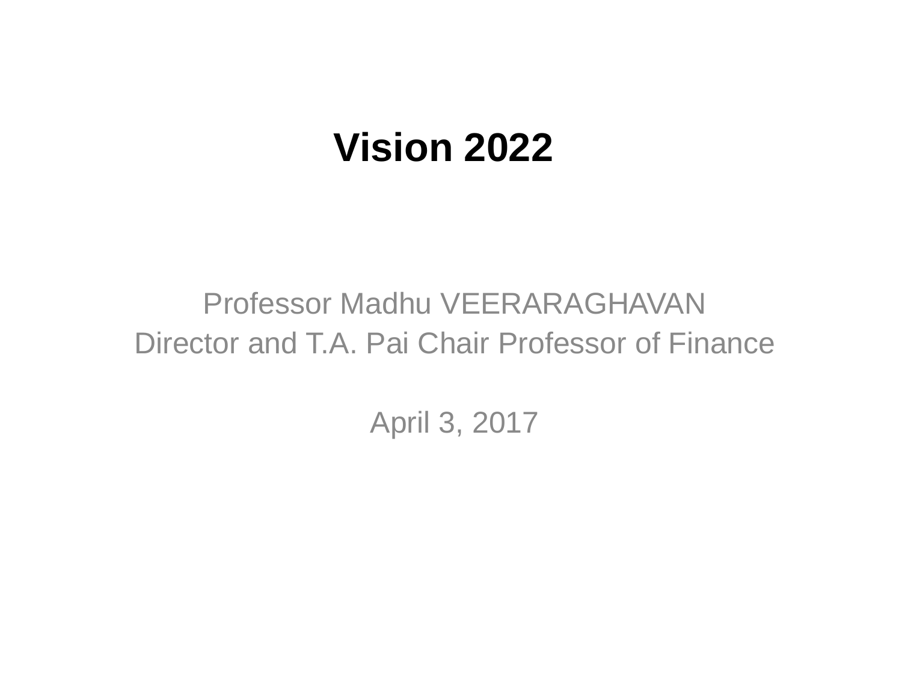# Vision 2022

Professor Madhu VEERARAGHAVAN
Director and T.A. Pai Chair Professor of Finance

April 3, 2017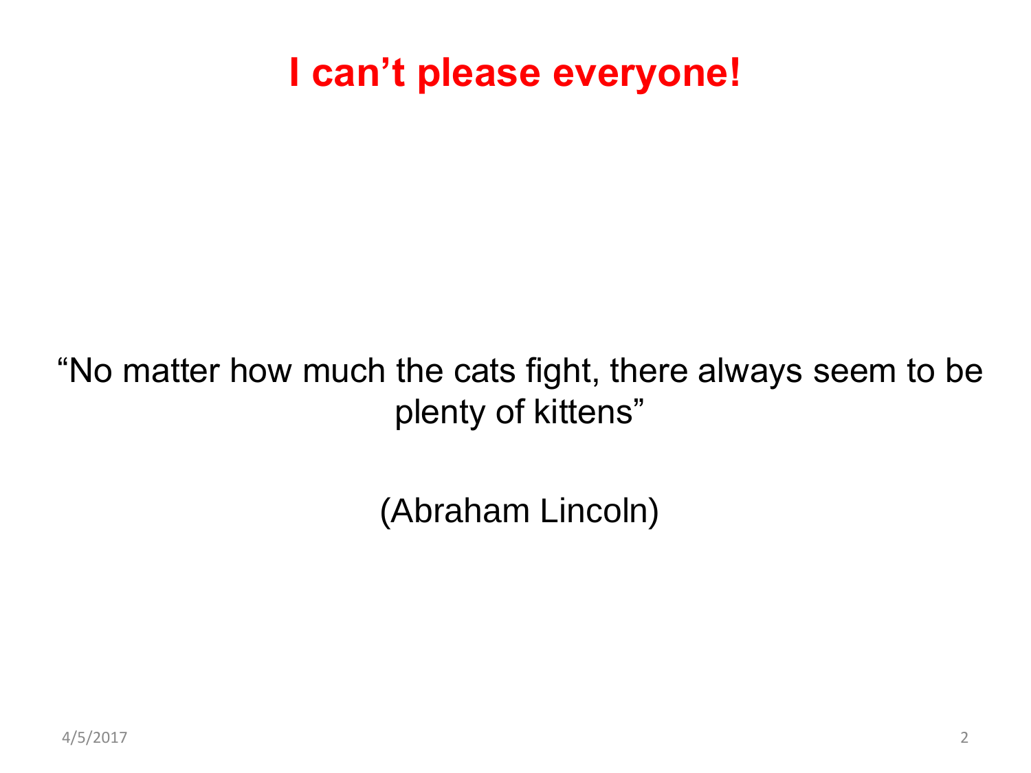# I can't please everyone!

"No matter how much the cats fight, there always seem to be plenty of kittens"

(Abraham Lincoln)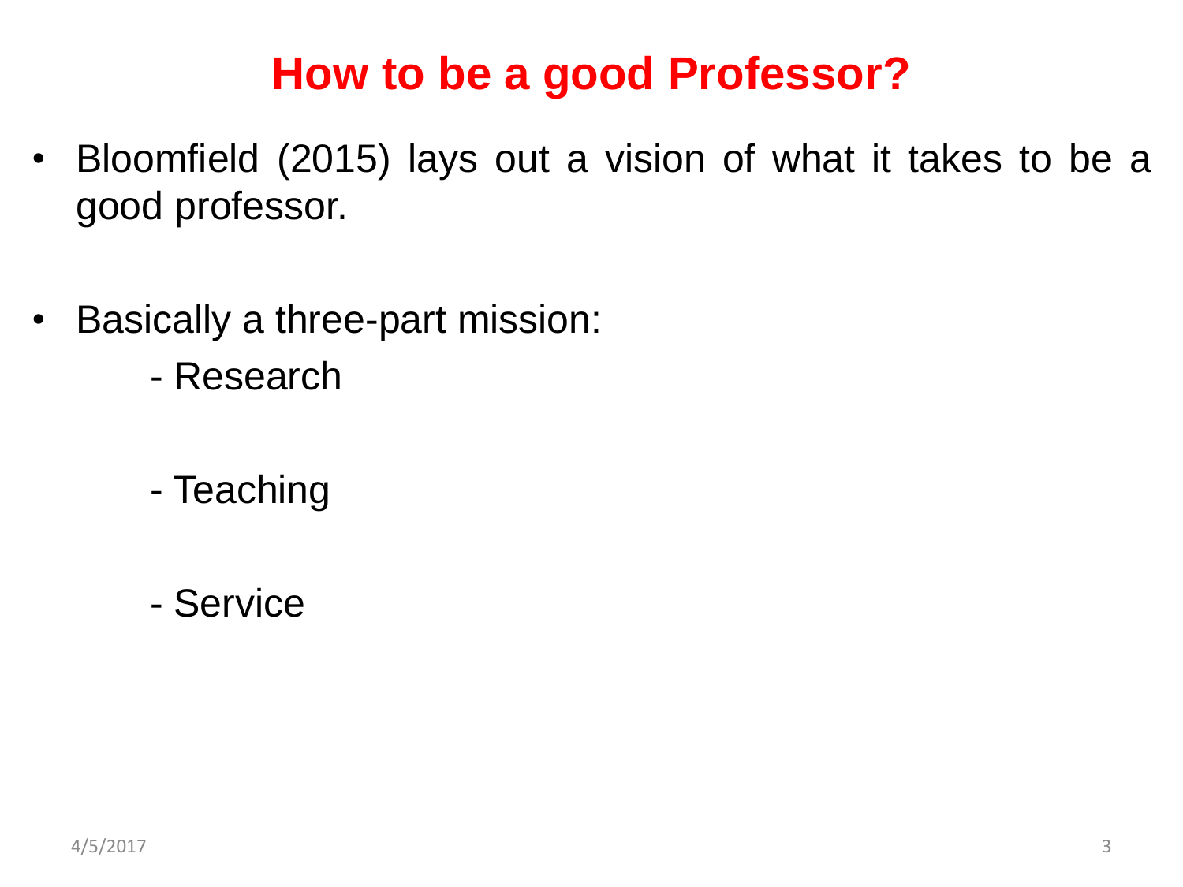# How to be a good Professor?

- Bloomfield (2015) lays out a vision of what it takes to be a good professor.

- Basically a three-part mission:

  - Research

  - Teaching

  - Service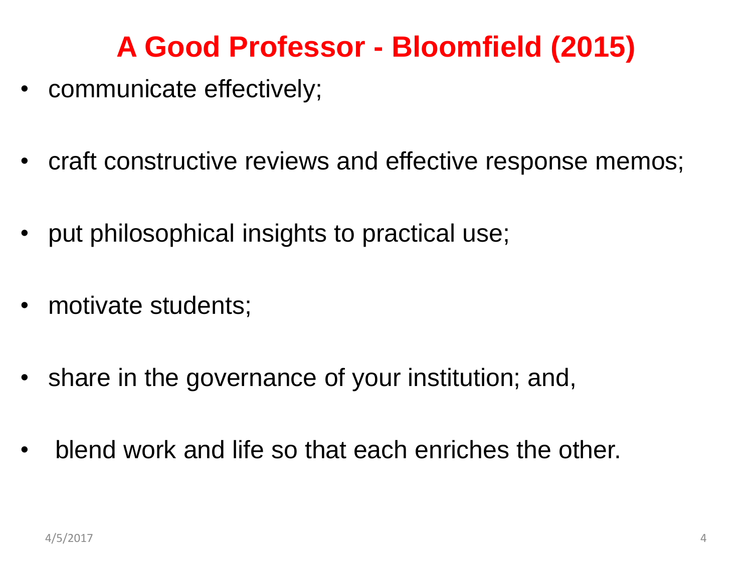# A Good Professor - Bloomfield (2015)

- communicate effectively;
- craft constructive reviews and effective response memos;
- put philosophical insights to practical use;
- motivate students;
- share in the governance of your institution; and,
- blend work and life so that each enriches the other.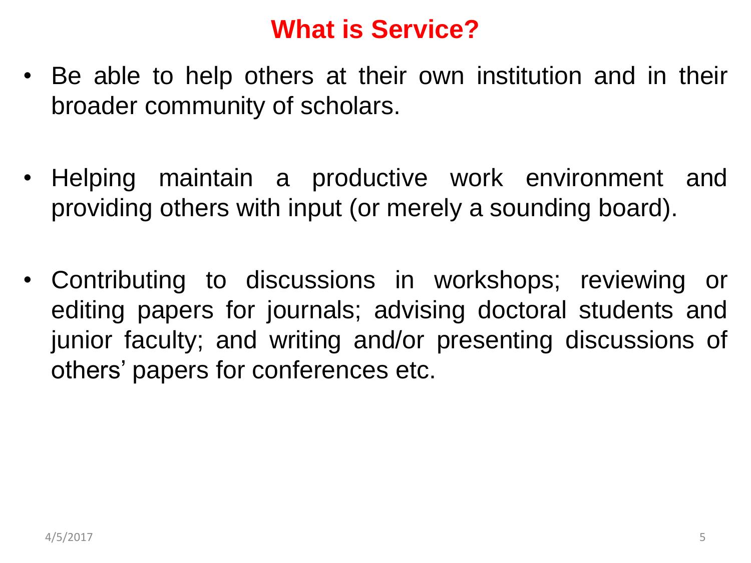# What is Service?

- Be able to help others at their own institution and in their broader community of scholars.
- Helping maintain a productive work environment and providing others with input (or merely a sounding board).
- Contributing to discussions in workshops; reviewing or editing papers for journals; advising doctoral students and junior faculty; and writing and/or presenting discussions of others' papers for conferences etc.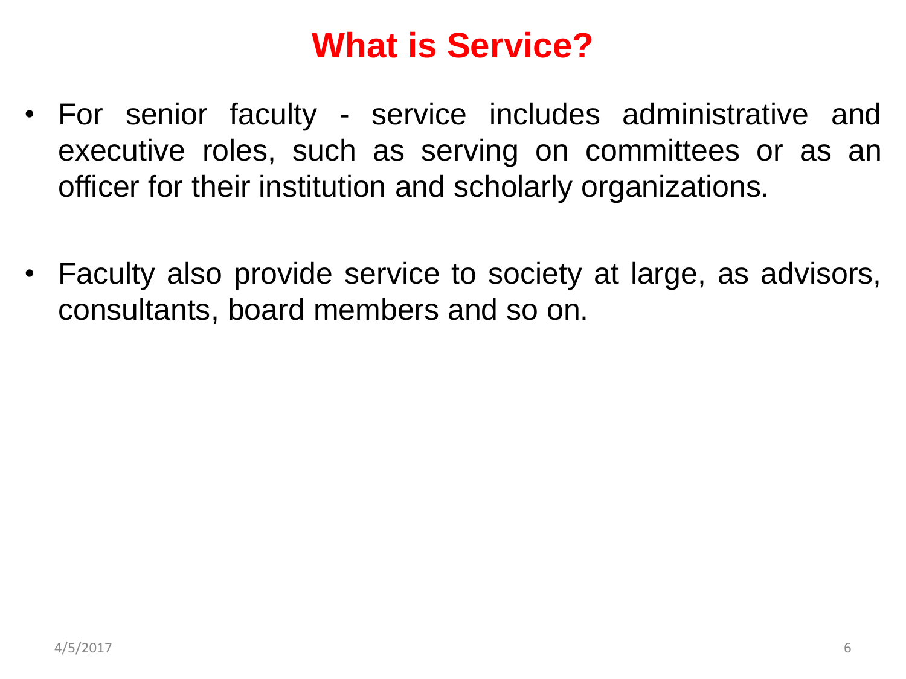# What is Service?

- For senior faculty - service includes administrative and executive roles, such as serving on committees or as an officer for their institution and scholarly organizations.

- Faculty also provide service to society at large, as advisors, consultants, board members and so on.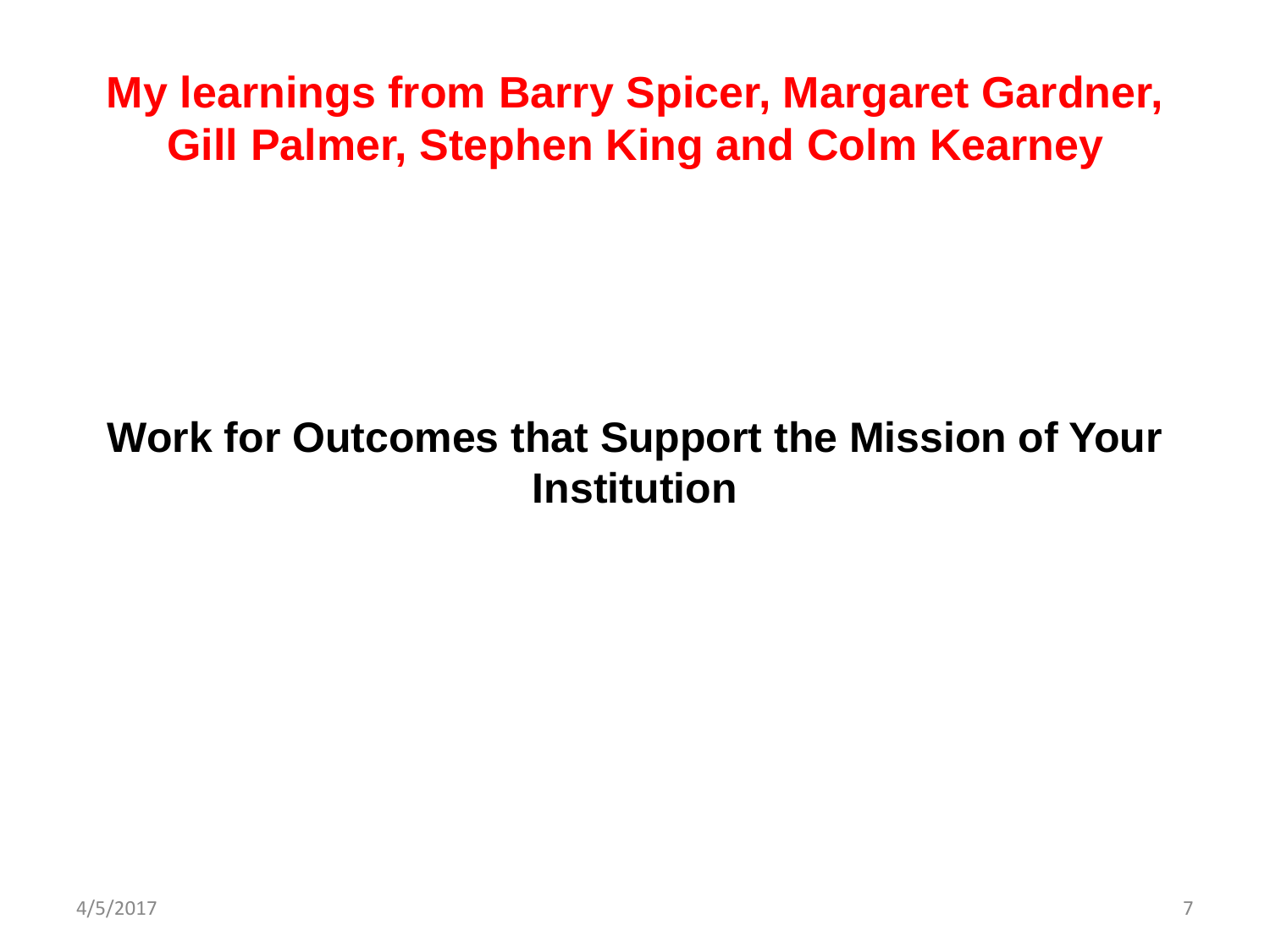# My learnings from Barry Spicer, Margaret Gardner, Gill Palmer, Stephen King and Colm Kearney

**Work for Outcomes that Support the Mission of Your Institution**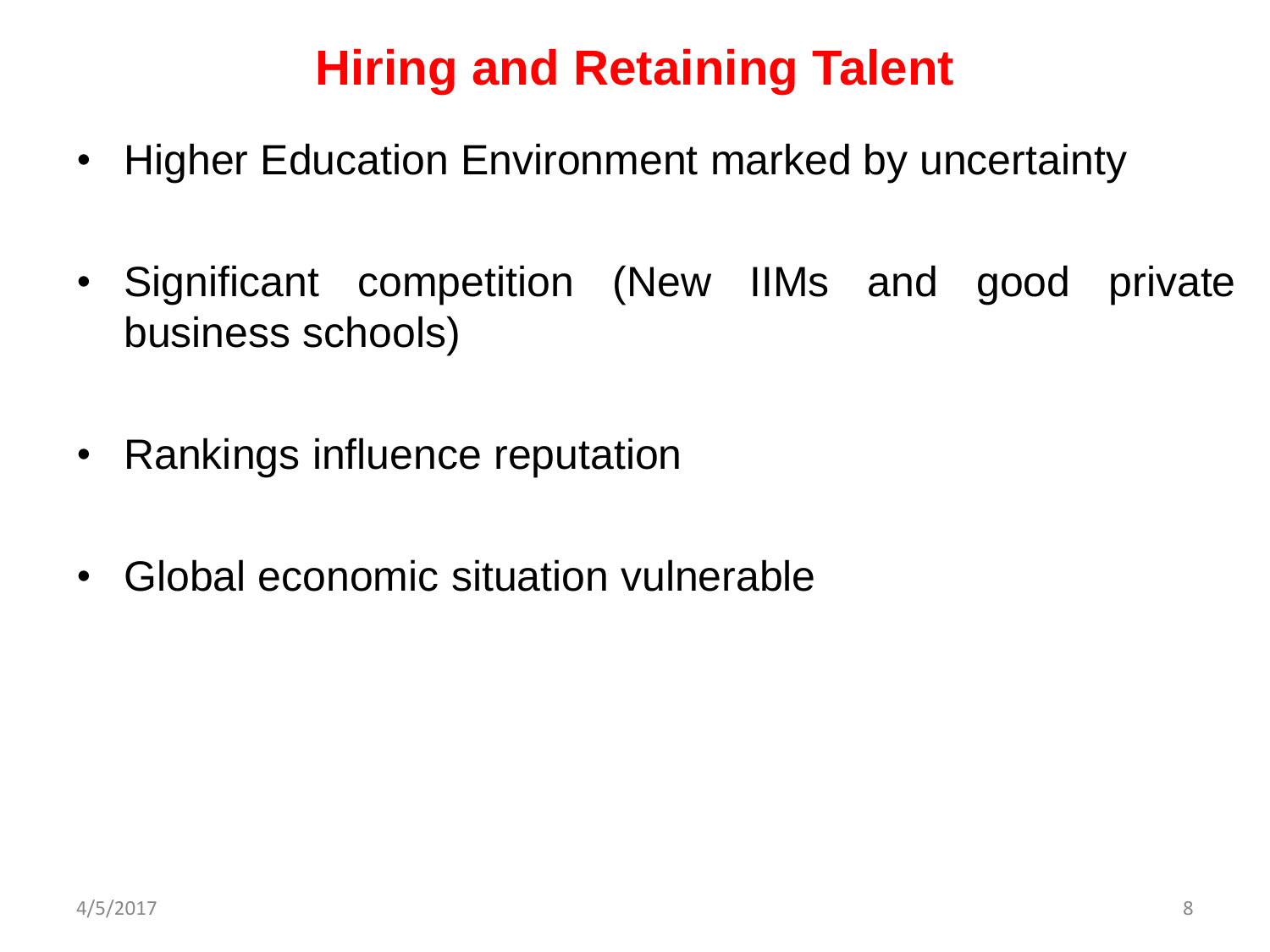# Hiring and Retaining Talent

- Higher Education Environment marked by uncertainty
- Significant competition (New IIMs and good private business schools)
- Rankings influence reputation
- Global economic situation vulnerable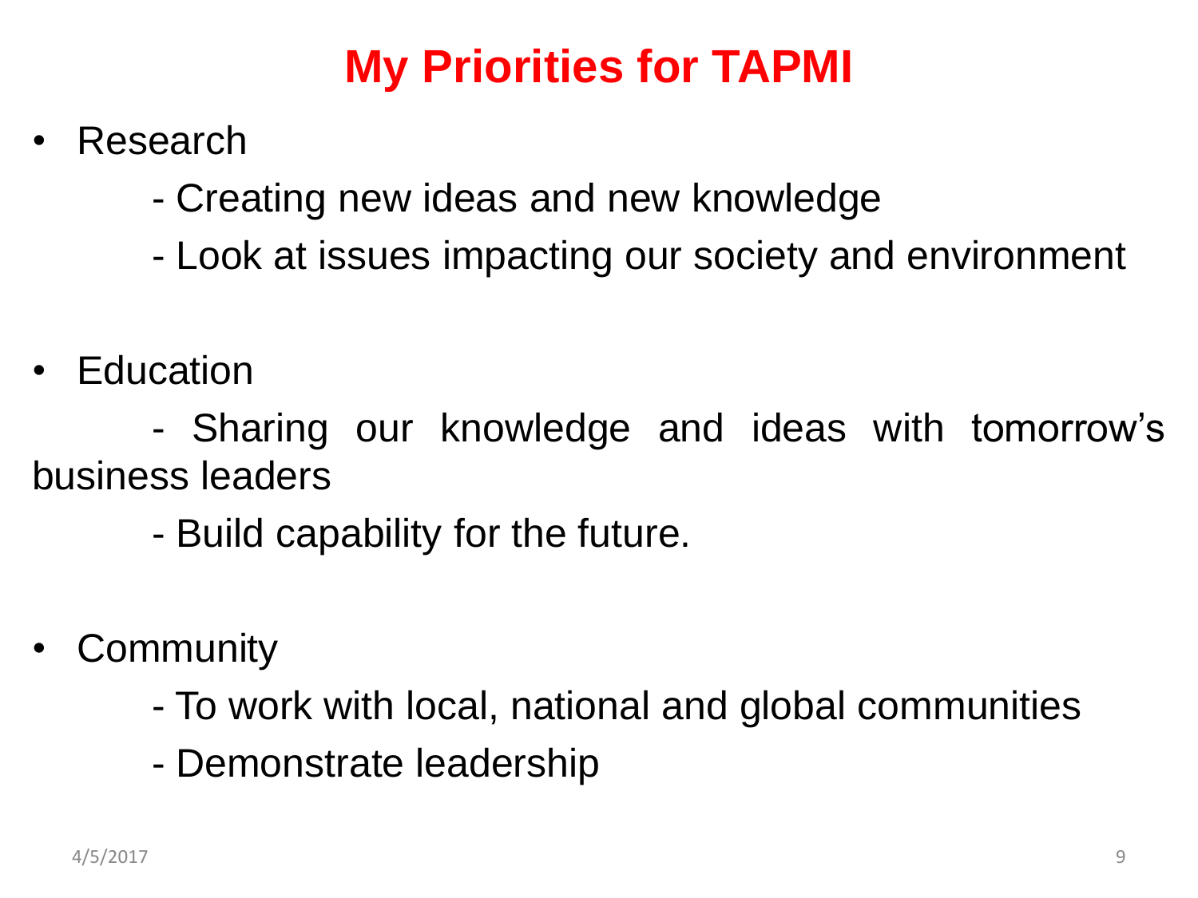# My Priorities for TAPMI

- Research
  - Creating new ideas and new knowledge
  - Look at issues impacting our society and environment

- Education
  - Sharing our knowledge and ideas with tomorrow's business leaders
  - Build capability for the future.

- Community
  - To work with local, national and global communities
  - Demonstrate leadership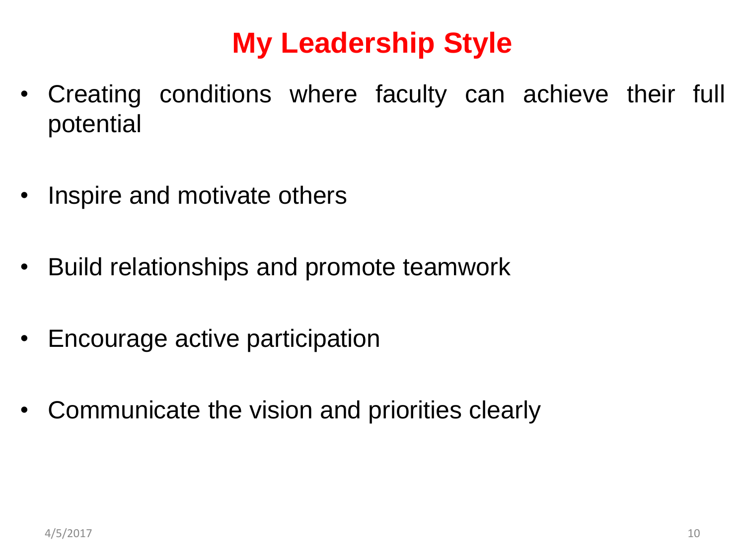# My Leadership Style

- Creating conditions where faculty can achieve their full potential
- Inspire and motivate others
- Build relationships and promote teamwork
- Encourage active participation
- Communicate the vision and priorities clearly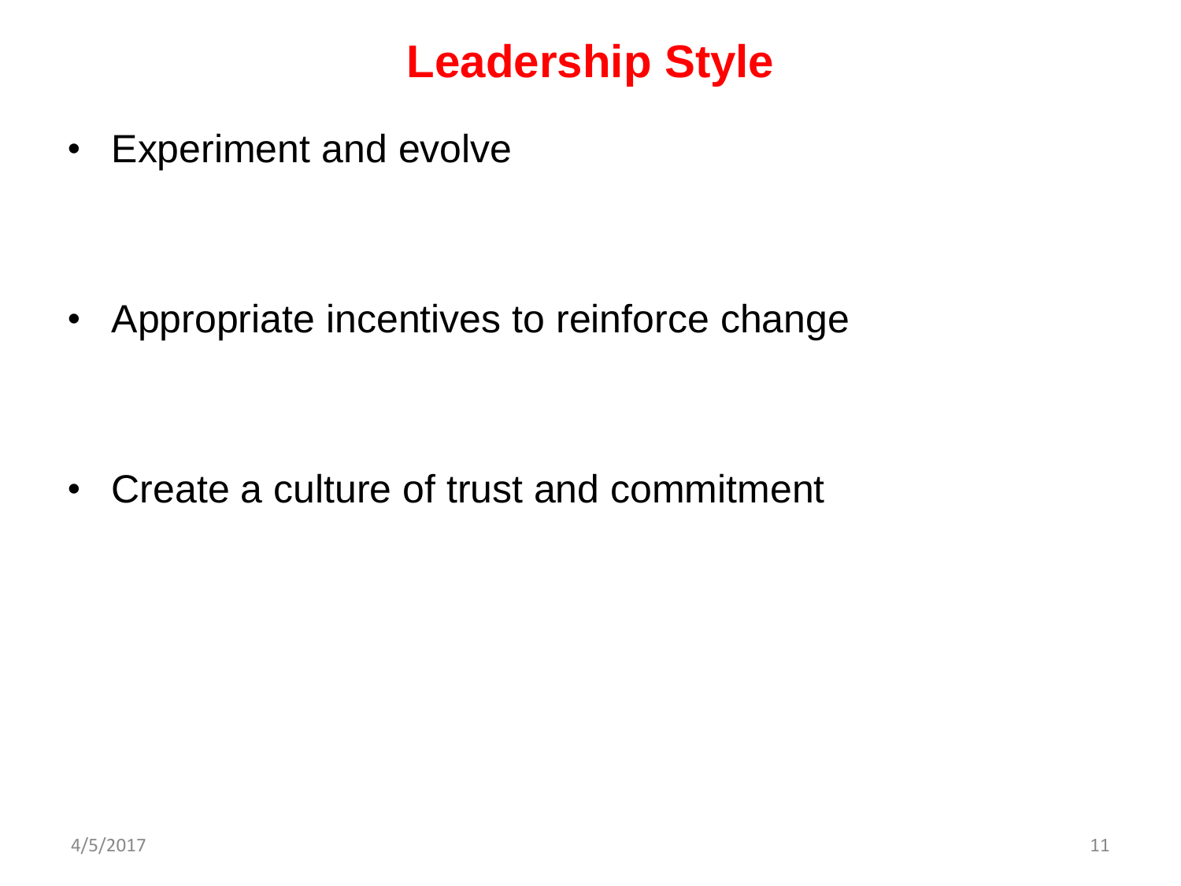# Leadership Style

- Experiment and evolve
- Appropriate incentives to reinforce change
- Create a culture of trust and commitment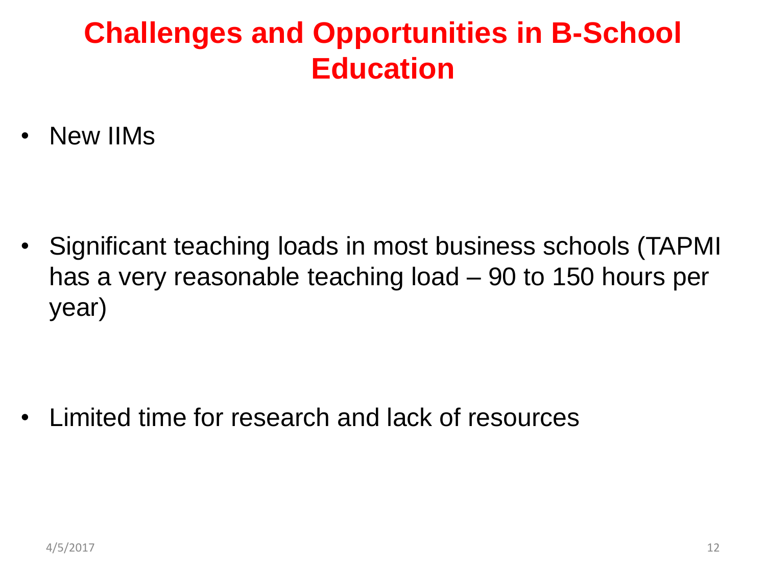# Challenges and Opportunities in B-School Education

- New IIMs

- Significant teaching loads in most business schools (TAPMI has a very reasonable teaching load – 90 to 150 hours per year)

- Limited time for research and lack of resources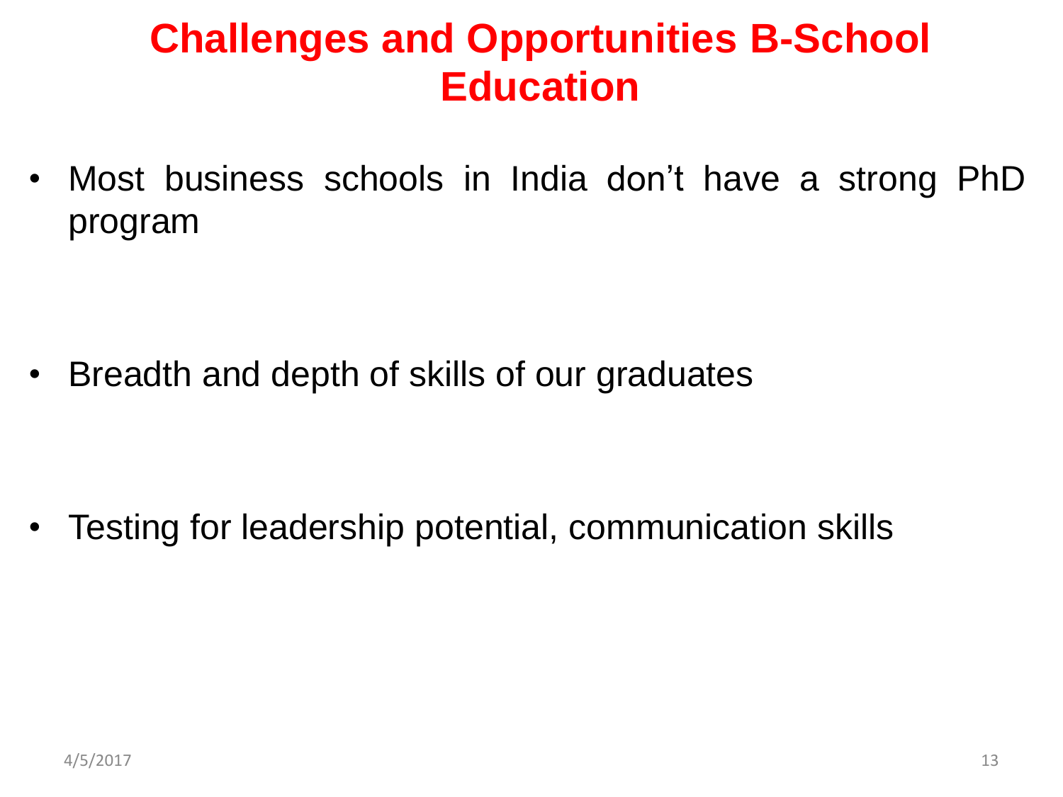# Challenges and Opportunities B-School Education

- Most business schools in India don't have a strong PhD program
- Breadth and depth of skills of our graduates
- Testing for leadership potential, communication skills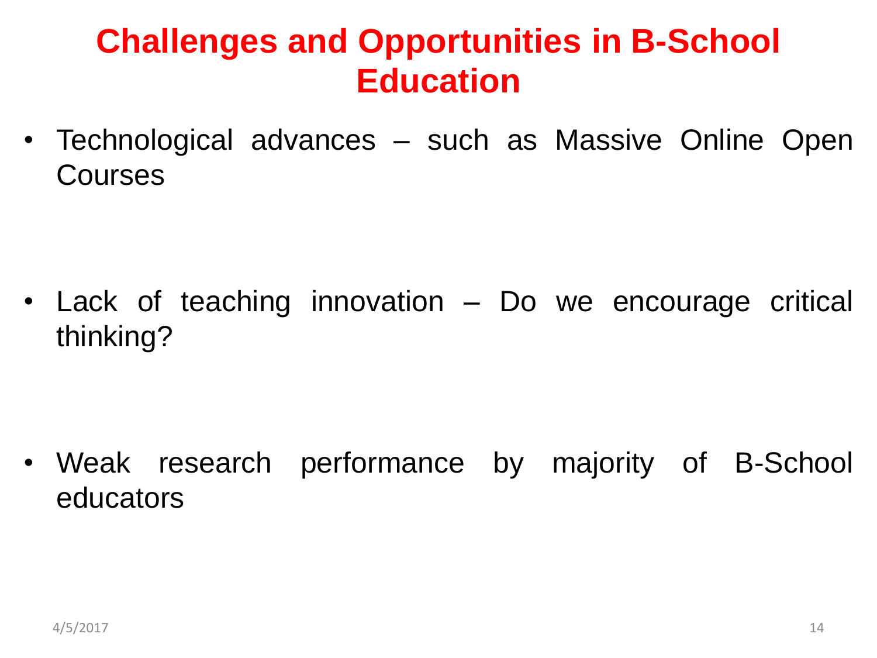# Challenges and Opportunities in B-School Education

- Technological advances – such as Massive Online Open Courses

- Lack of teaching innovation – Do we encourage critical thinking?

- Weak research performance by majority of B-School educators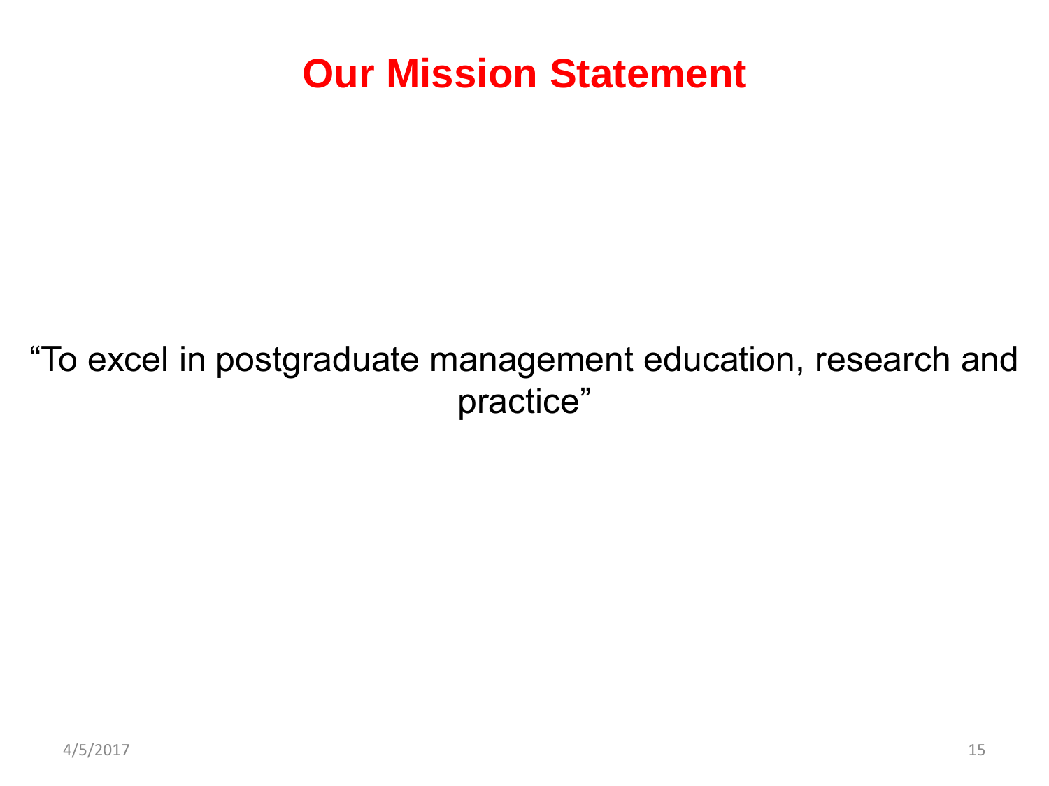# Our Mission Statement

“To excel in postgraduate management education, research and practice”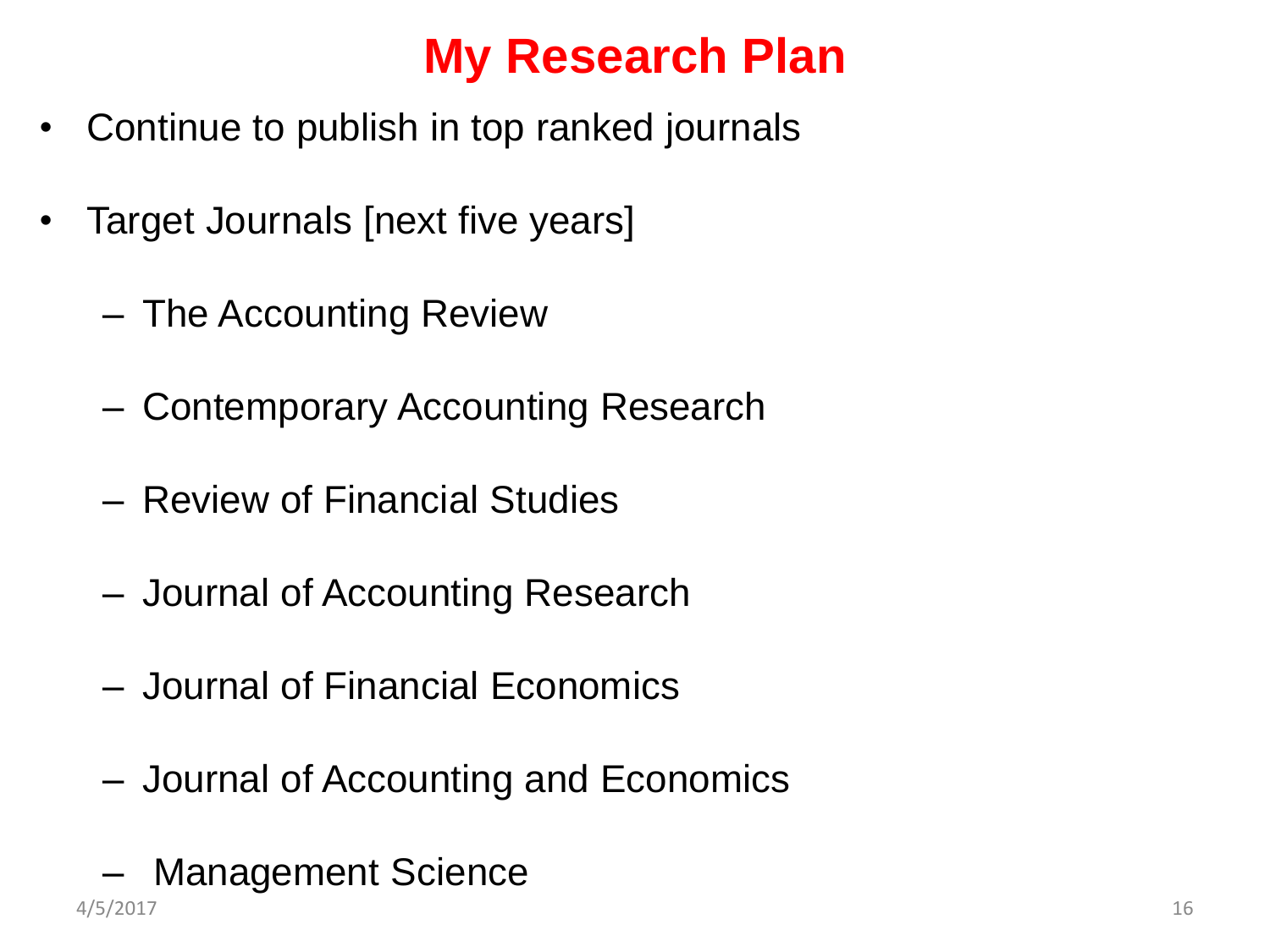# My Research Plan

- Continue to publish in top ranked journals
- Target Journals [next five years]
  - The Accounting Review
  - Contemporary Accounting Research
  - Review of Financial Studies
  - Journal of Accounting Research
  - Journal of Financial Economics
  - Journal of Accounting and Economics
  - Management Science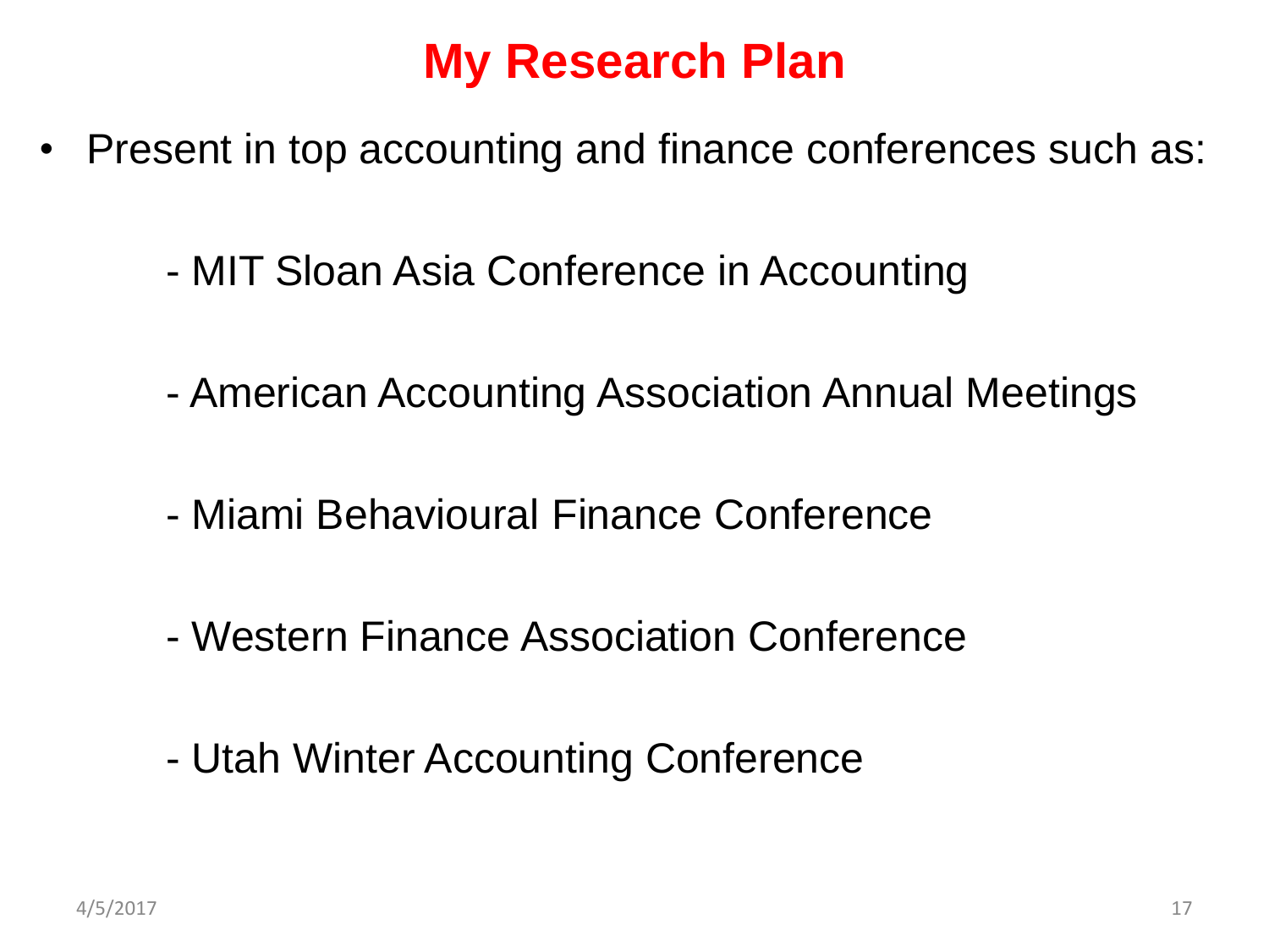# My Research Plan

- Present in top accounting and finance conferences such as:

  - MIT Sloan Asia Conference in Accounting

  - American Accounting Association Annual Meetings

  - Miami Behavioural Finance Conference

  - Western Finance Association Conference

  - Utah Winter Accounting Conference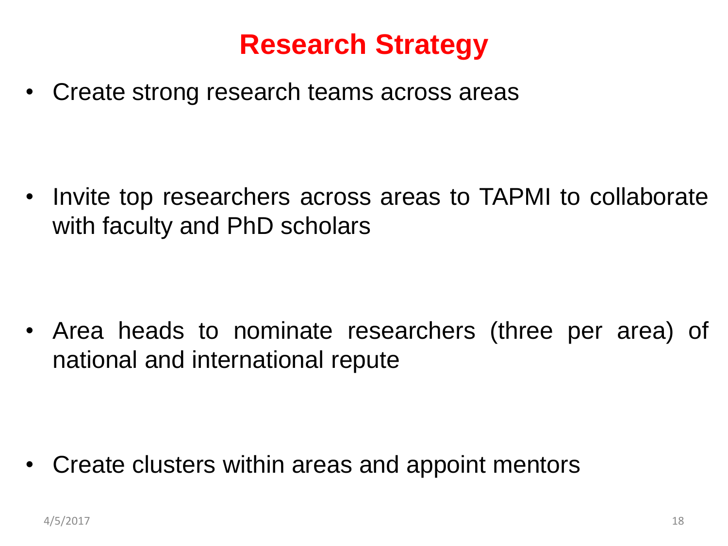# Research Strategy

- Create strong research teams across areas

- Invite top researchers across areas to TAPMI to collaborate with faculty and PhD scholars

- Area heads to nominate researchers (three per area) of national and international repute

- Create clusters within areas and appoint mentors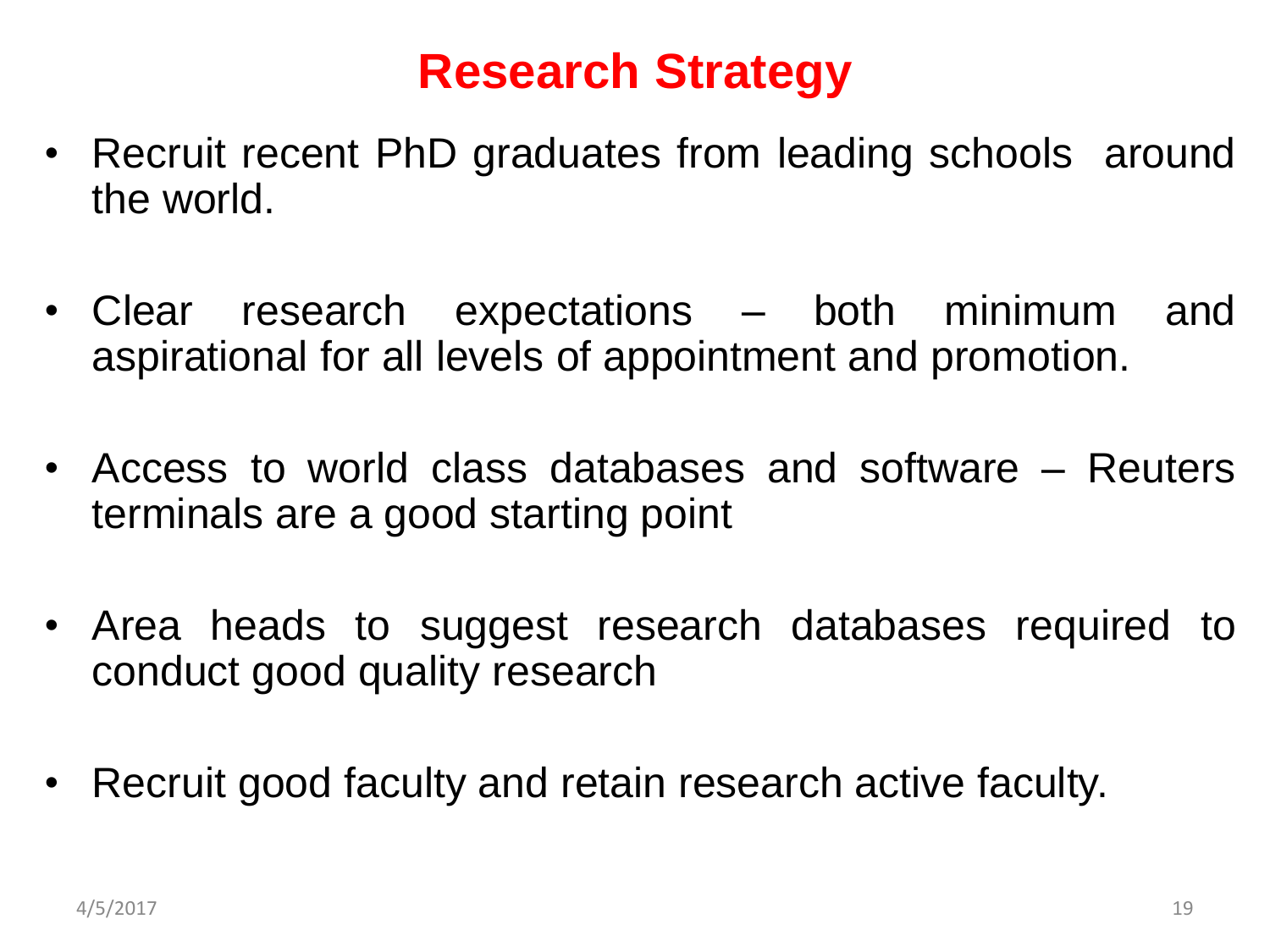# Research Strategy

- Recruit recent PhD graduates from leading schools around the world.
- Clear research expectations – both minimum and aspirational for all levels of appointment and promotion.
- Access to world class databases and software – Reuters terminals are a good starting point
- Area heads to suggest research databases required to conduct good quality research
- Recruit good faculty and retain research active faculty.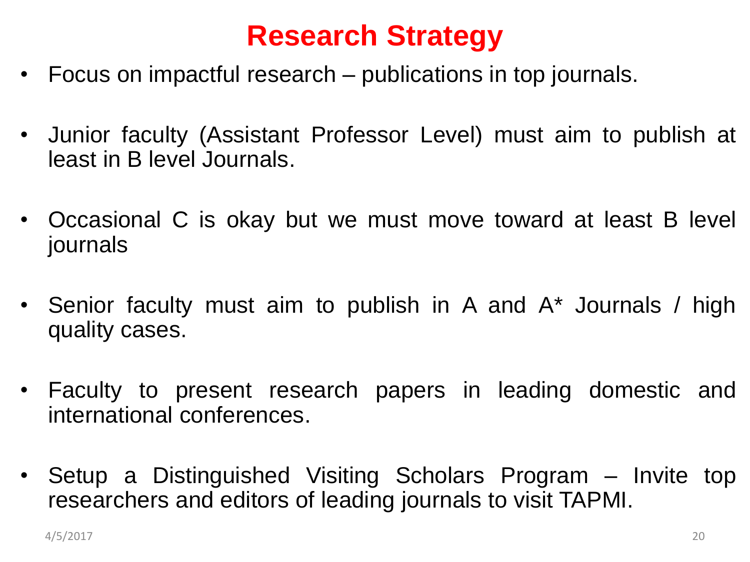# Research Strategy

- Focus on impactful research – publications in top journals.
- Junior faculty (Assistant Professor Level) must aim to publish at least in B level Journals.
- Occasional C is okay but we must move toward at least B level journals
- Senior faculty must aim to publish in A and A* Journals / high quality cases.
- Faculty to present research papers in leading domestic and international conferences.
- Setup a Distinguished Visiting Scholars Program – Invite top researchers and editors of leading journals to visit TAPMI.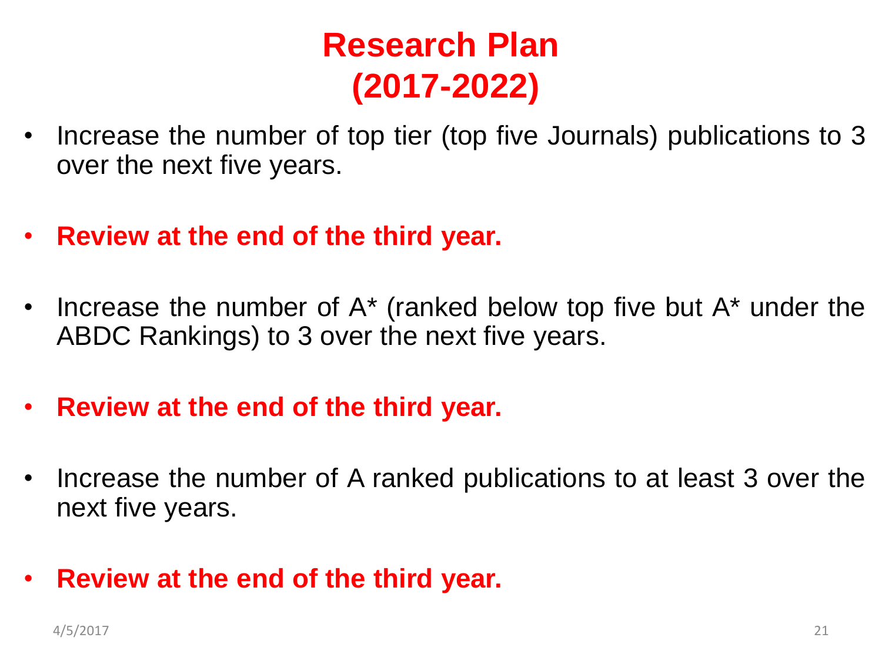# Research Plan (2017-2022)

- Increase the number of top tier (top five Journals) publications to 3 over the next five years.
- **Review at the end of the third year.**
- Increase the number of A* (ranked below top five but A* under the ABDC Rankings) to 3 over the next five years.
- **Review at the end of the third year.**
- Increase the number of A ranked publications to at least 3 over the next five years.
- **Review at the end of the third year.**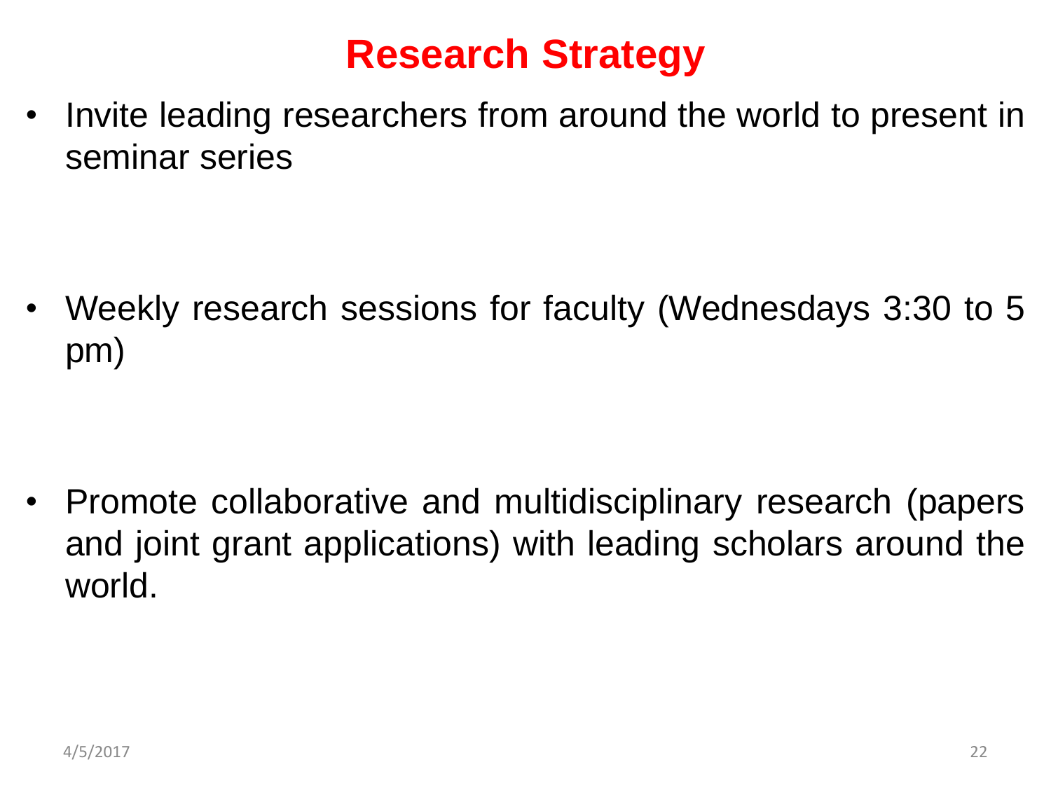# Research Strategy

- Invite leading researchers from around the world to present in seminar series

- Weekly research sessions for faculty (Wednesdays 3:30 to 5 pm)

- Promote collaborative and multidisciplinary research (papers and joint grant applications) with leading scholars around the world.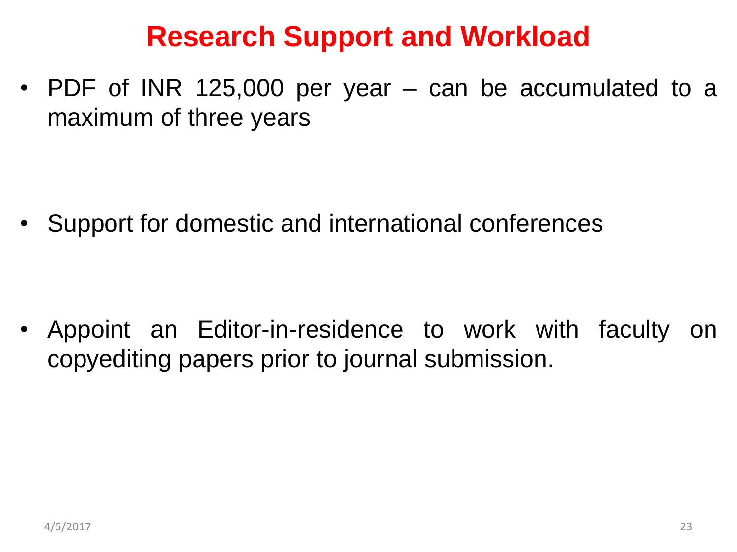# Research Support and Workload

- PDF of INR 125,000 per year – can be accumulated to a maximum of three years

- Support for domestic and international conferences

- Appoint an Editor-in-residence to work with faculty on copyediting papers prior to journal submission.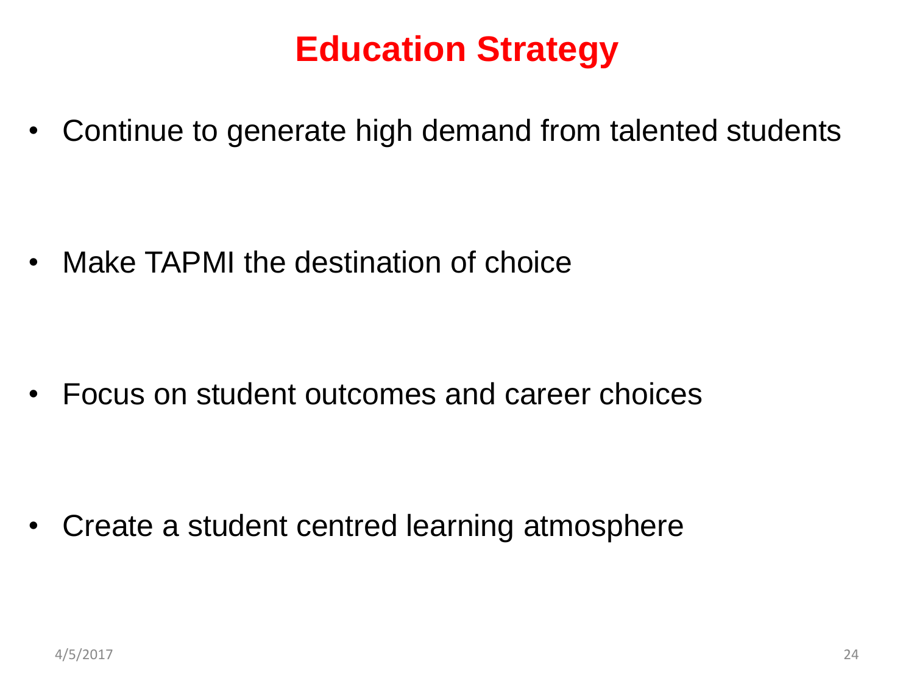# Education Strategy

- Continue to generate high demand from talented students
- Make TAPMI the destination of choice
- Focus on student outcomes and career choices
- Create a student centred learning atmosphere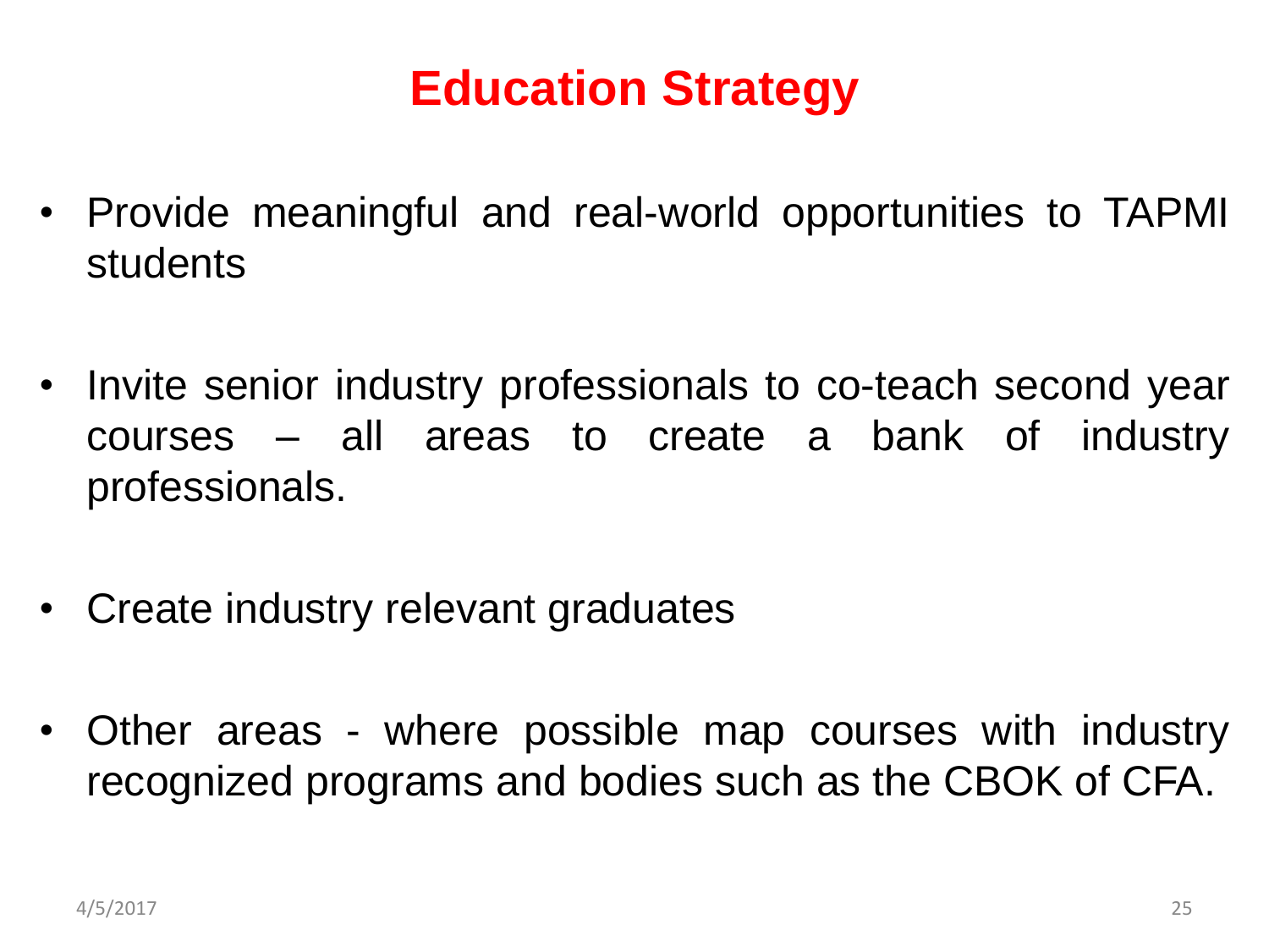# Education Strategy

- Provide meaningful and real-world opportunities to TAPMI students
- Invite senior industry professionals to co-teach second year courses – all areas to create a bank of industry professionals.
- Create industry relevant graduates
- Other areas - where possible map courses with industry recognized programs and bodies such as the CBOK of CFA.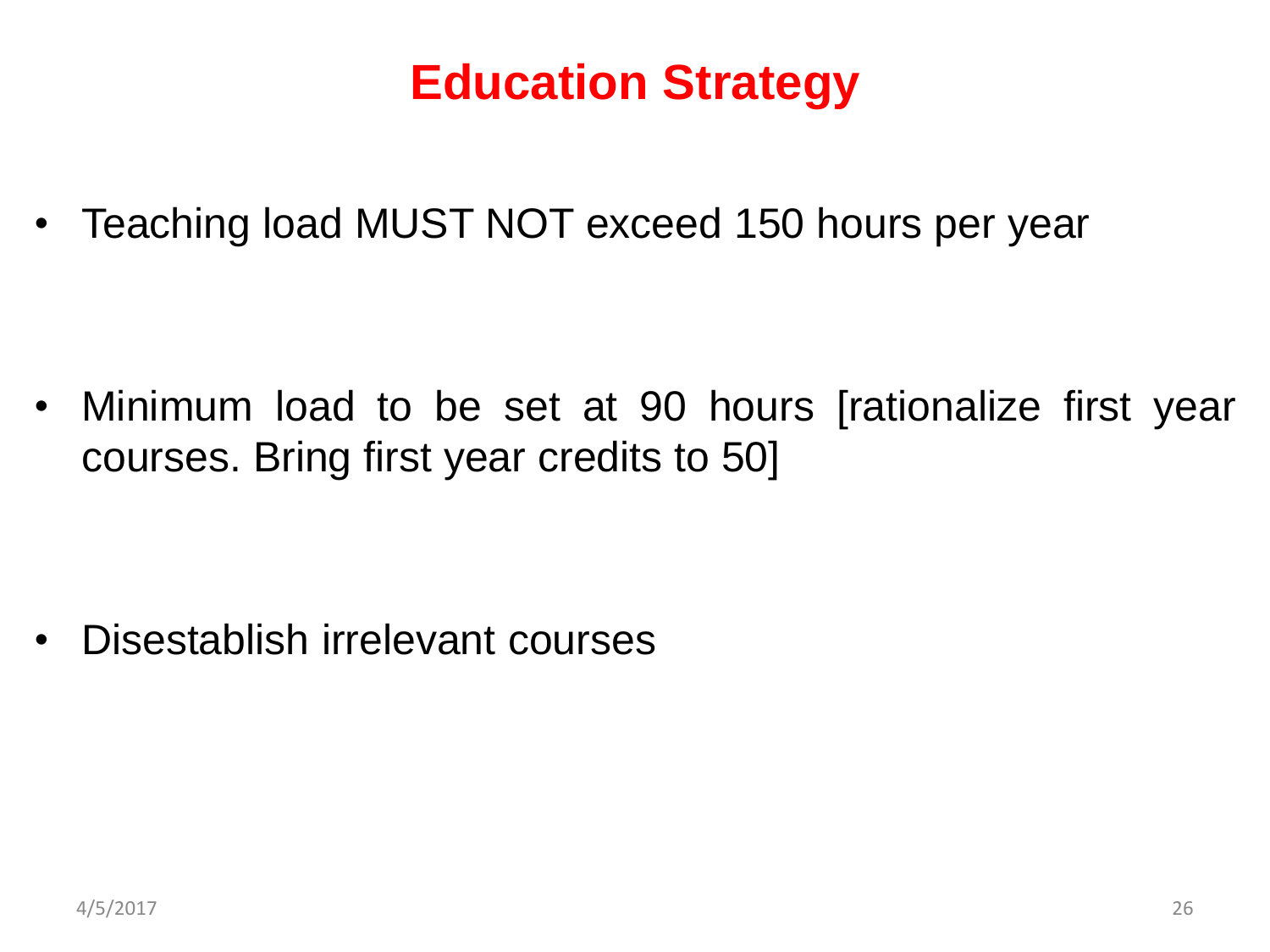# Education Strategy

- Teaching load MUST NOT exceed 150 hours per year
- Minimum load to be set at 90 hours [rationalize first year courses. Bring first year credits to 50]
- Disestablish irrelevant courses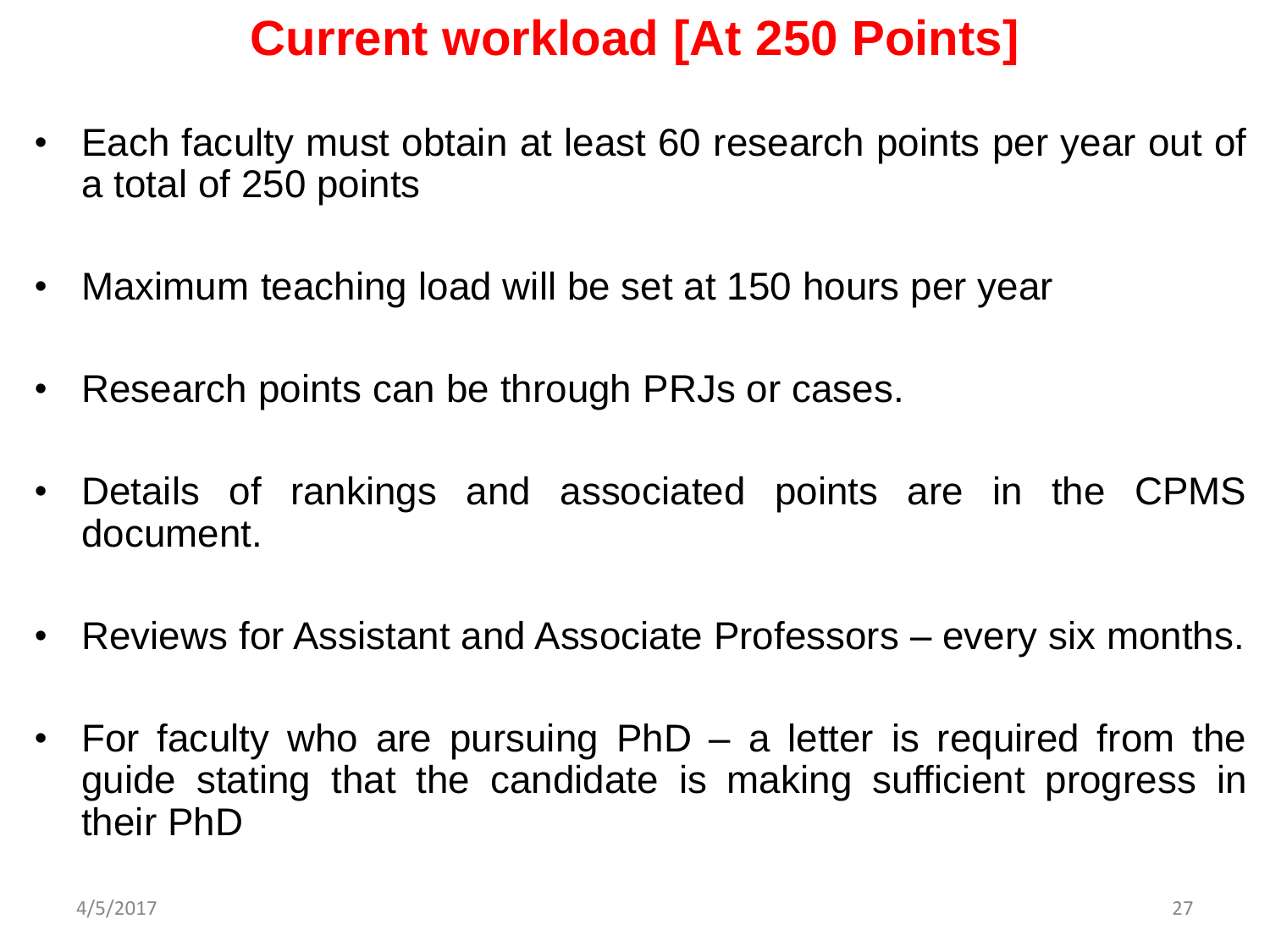# Current workload [At 250 Points]

- Each faculty must obtain at least 60 research points per year out of a total of 250 points
- Maximum teaching load will be set at 150 hours per year
- Research points can be through PRJs or cases.
- Details of rankings and associated points are in the CPMS document.
- Reviews for Assistant and Associate Professors – every six months.
- For faculty who are pursuing PhD – a letter is required from the guide stating that the candidate is making sufficient progress in their PhD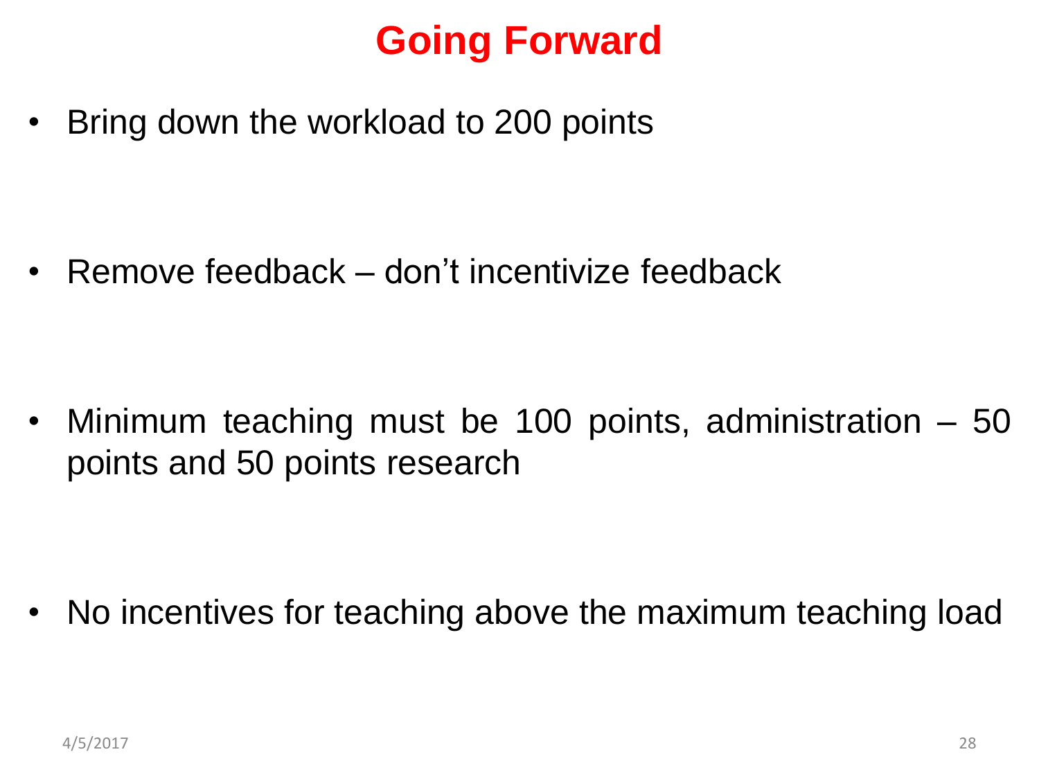# Going Forward

- Bring down the workload to 200 points

- Remove feedback – don't incentivize feedback

- Minimum teaching must be 100 points, administration – 50 points and 50 points research

- No incentives for teaching above the maximum teaching load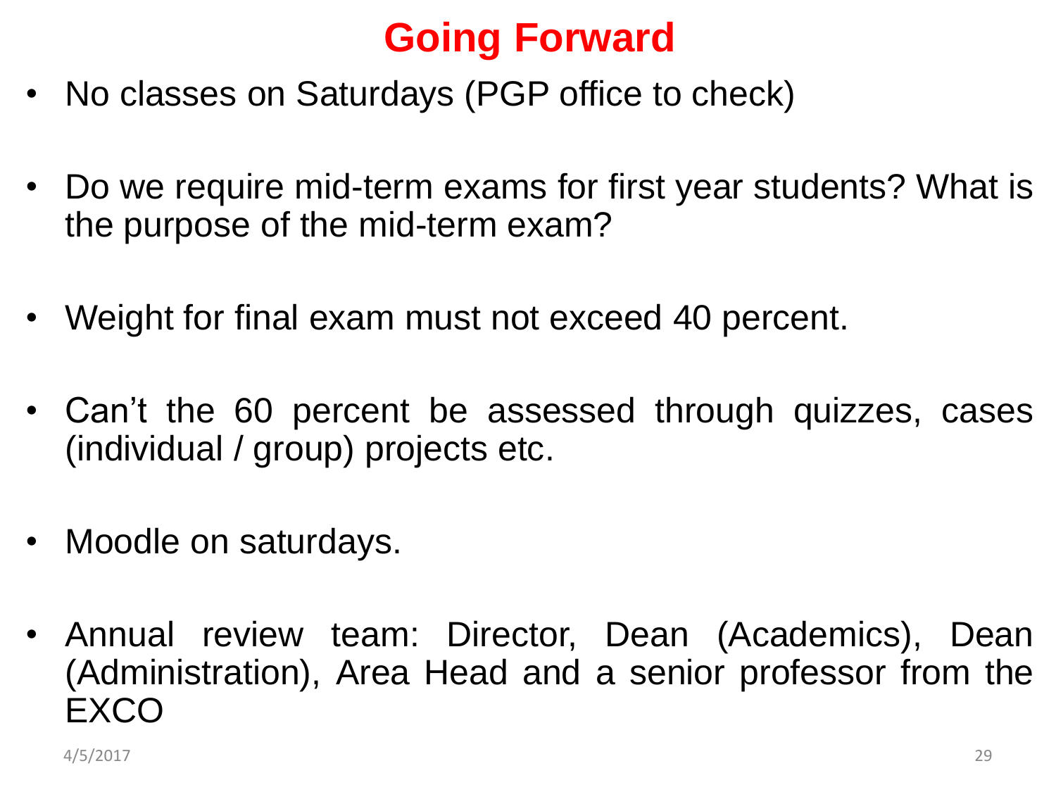# Going Forward

- No classes on Saturdays (PGP office to check)
- Do we require mid-term exams for first year students? What is the purpose of the mid-term exam?
- Weight for final exam must not exceed 40 percent.
- Can't the 60 percent be assessed through quizzes, cases (individual / group) projects etc.
- Moodle on saturdays.
- Annual review team: Director, Dean (Academics), Dean (Administration), Area Head and a senior professor from the EXCO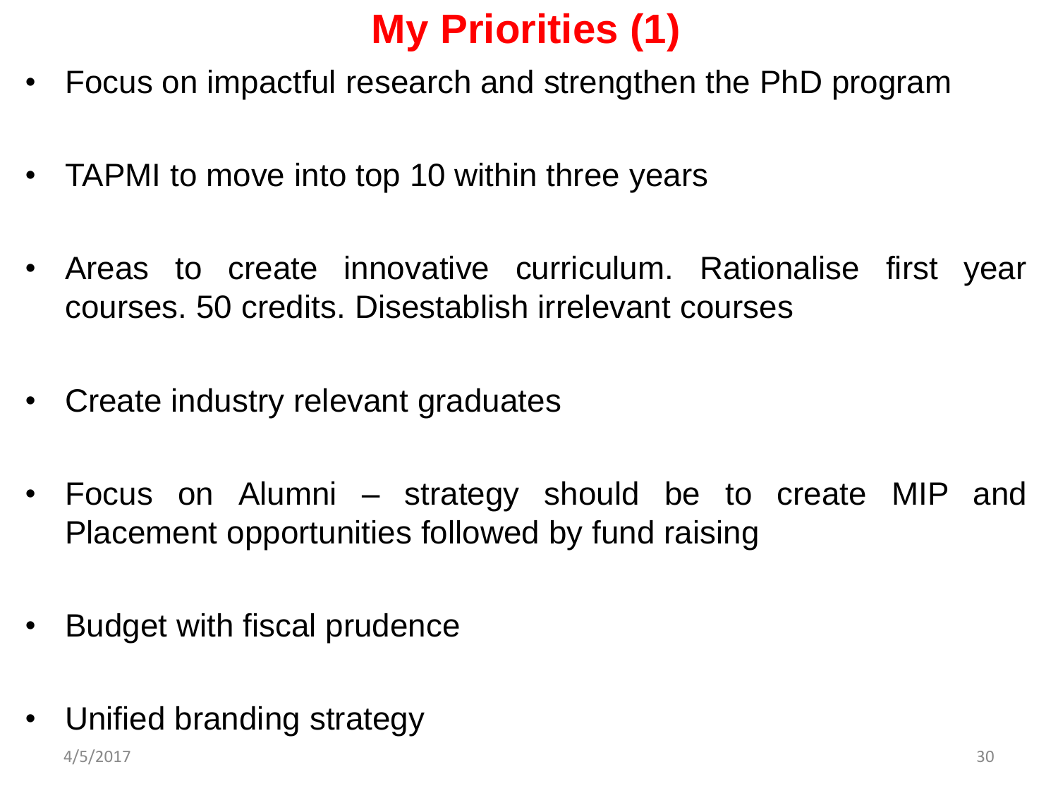# My Priorities (1)

- Focus on impactful research and strengthen the PhD program
- TAPMI to move into top 10 within three years
- Areas to create innovative curriculum. Rationalise first year courses. 50 credits. Disestablish irrelevant courses
- Create industry relevant graduates
- Focus on Alumni – strategy should be to create MIP and Placement opportunities followed by fund raising
- Budget with fiscal prudence
- Unified branding strategy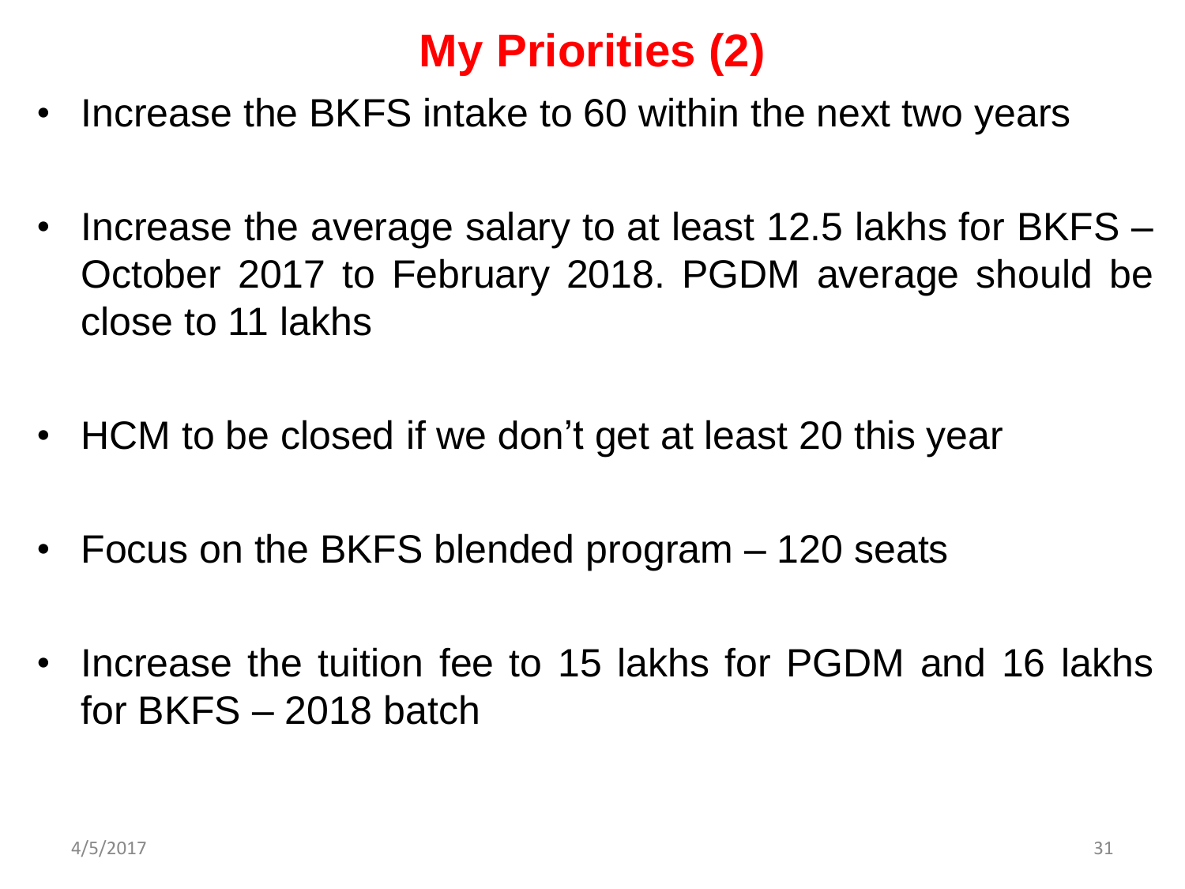# My Priorities (2)

- Increase the BKFS intake to 60 within the next two years
- Increase the average salary to at least 12.5 lakhs for BKFS – October 2017 to February 2018. PGDM average should be close to 11 lakhs
- HCM to be closed if we don't get at least 20 this year
- Focus on the BKFS blended program – 120 seats
- Increase the tuition fee to 15 lakhs for PGDM and 16 lakhs for BKFS – 2018 batch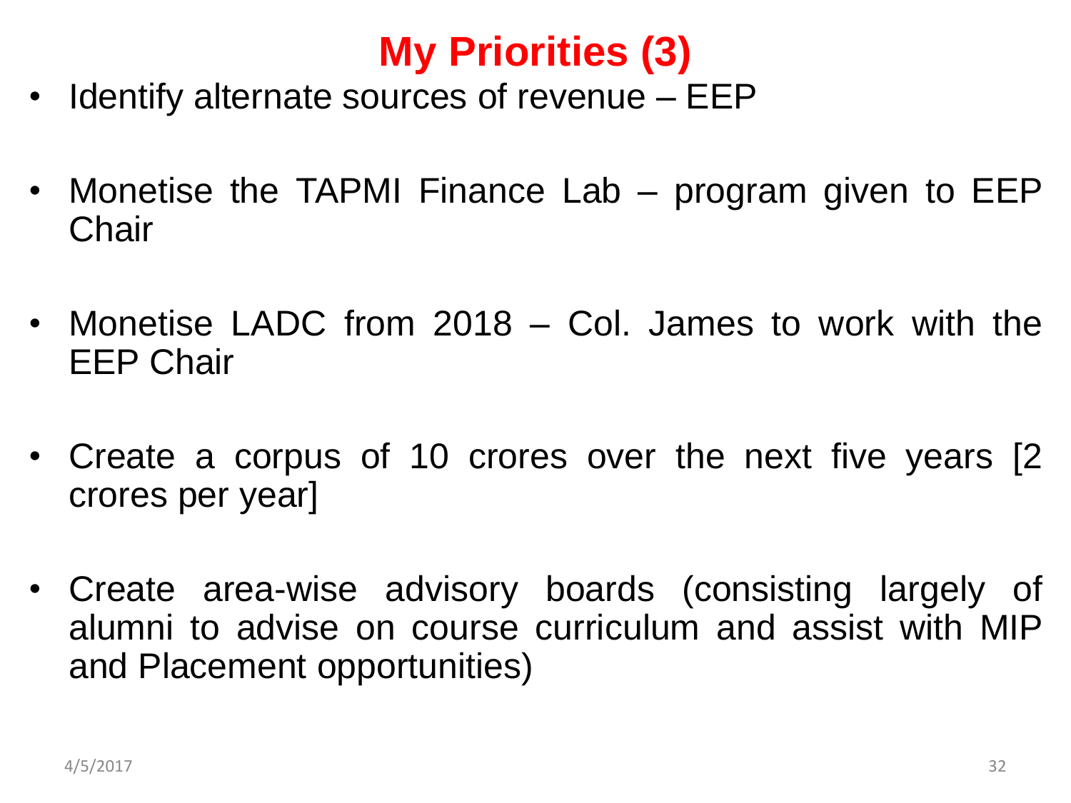# My Priorities (3)

- Identify alternate sources of revenue – EEP
- Monetise the TAPMI Finance Lab – program given to EEP Chair
- Monetise LADC from 2018 – Col. James to work with the EEP Chair
- Create a corpus of 10 crores over the next five years [2 crores per year]
- Create area-wise advisory boards (consisting largely of alumni to advise on course curriculum and assist with MIP and Placement opportunities)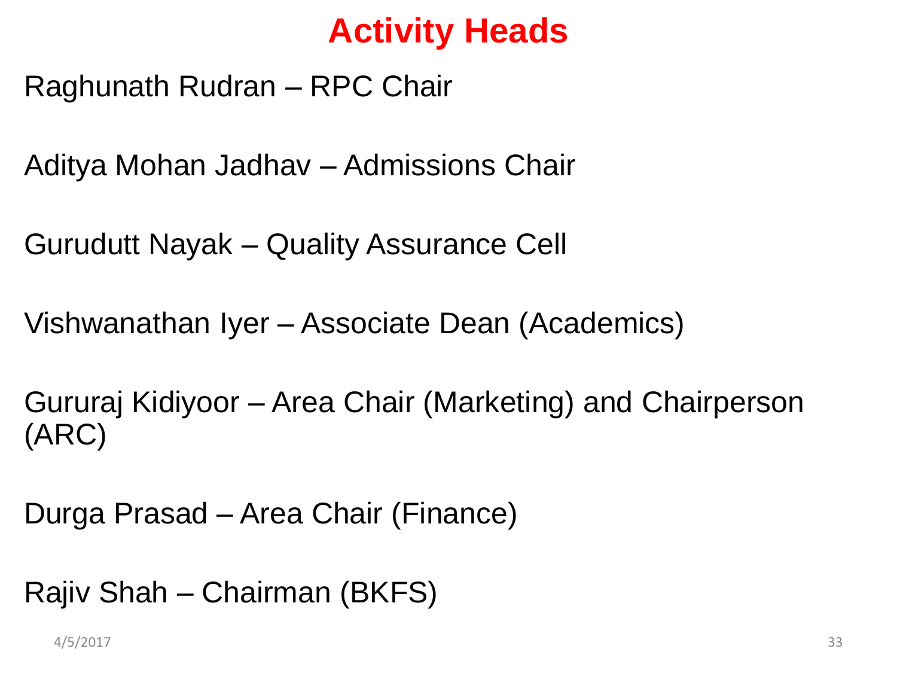# Activity Heads

Raghunath Rudran – RPC Chair

Aditya Mohan Jadhav – Admissions Chair

Gurudutt Nayak – Quality Assurance Cell

Vishwanathan Iyer – Associate Dean (Academics)

Gururaj Kidiyoor – Area Chair (Marketing) and Chairperson (ARC)

Durga Prasad – Area Chair (Finance)

Rajiv Shah – Chairman (BKFS)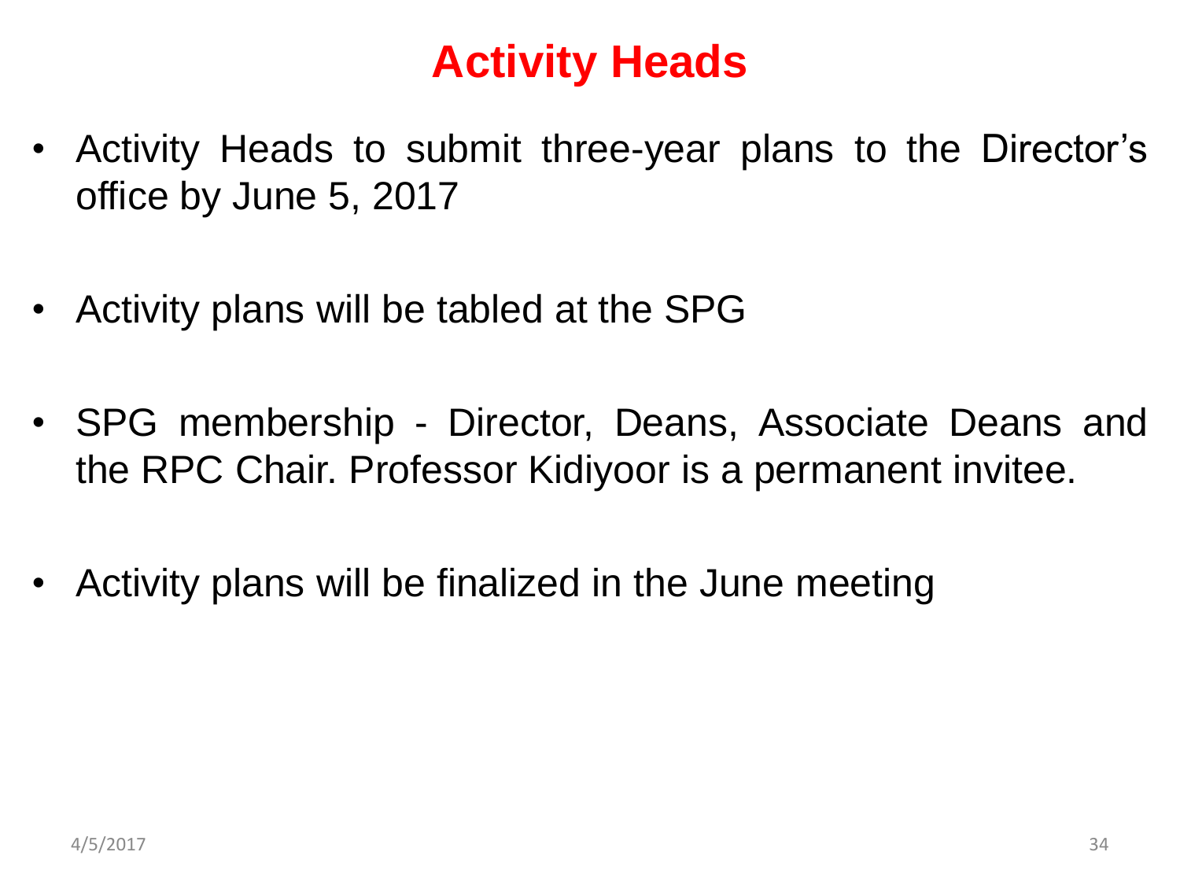# Activity Heads

- Activity Heads to submit three-year plans to the Director's office by June 5, 2017

- Activity plans will be tabled at the SPG

- SPG membership - Director, Deans, Associate Deans and the RPC Chair. Professor Kidiyoor is a permanent invitee.

- Activity plans will be finalized in the June meeting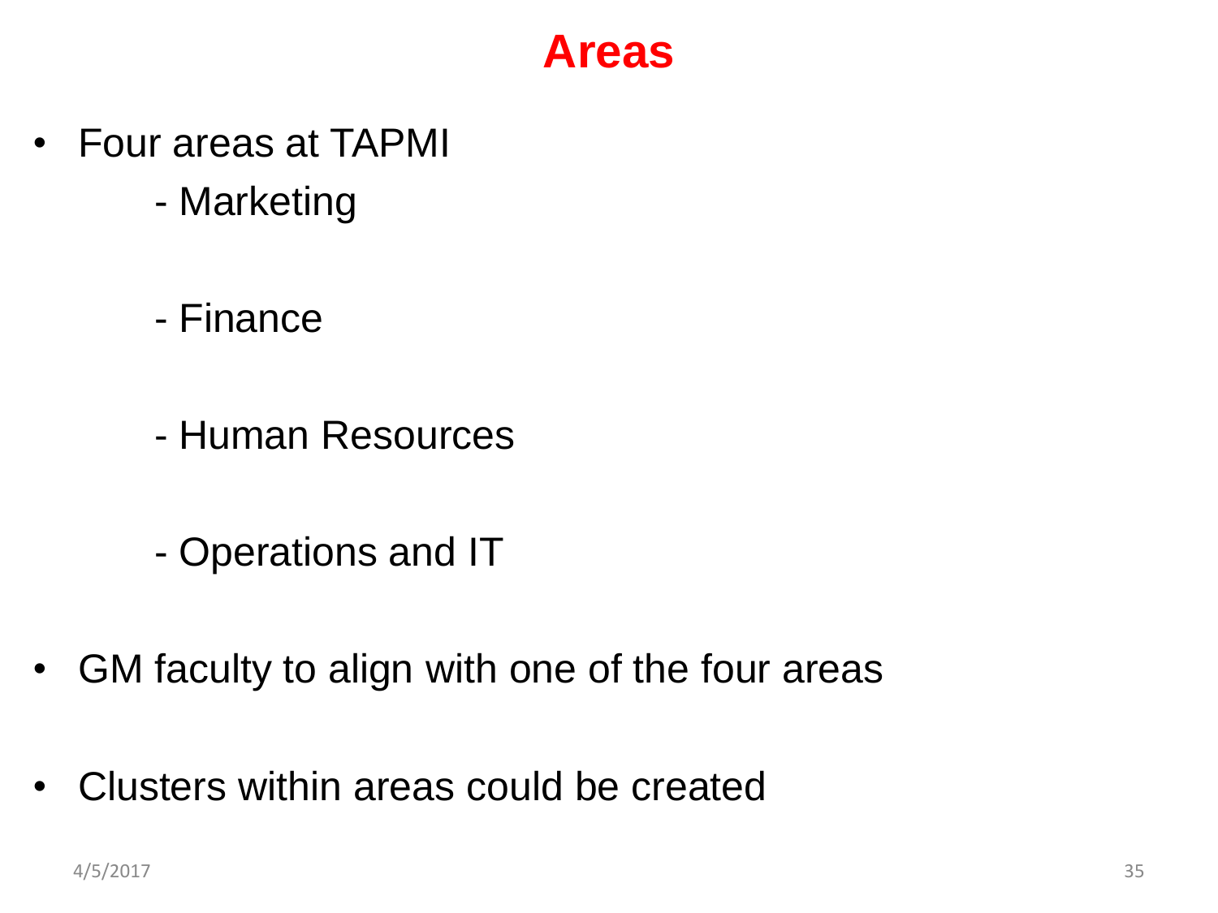# Areas

- Four areas at TAPMI
  - Marketing
  - Finance
  - Human Resources
  - Operations and IT
- GM faculty to align with one of the four areas
- Clusters within areas could be created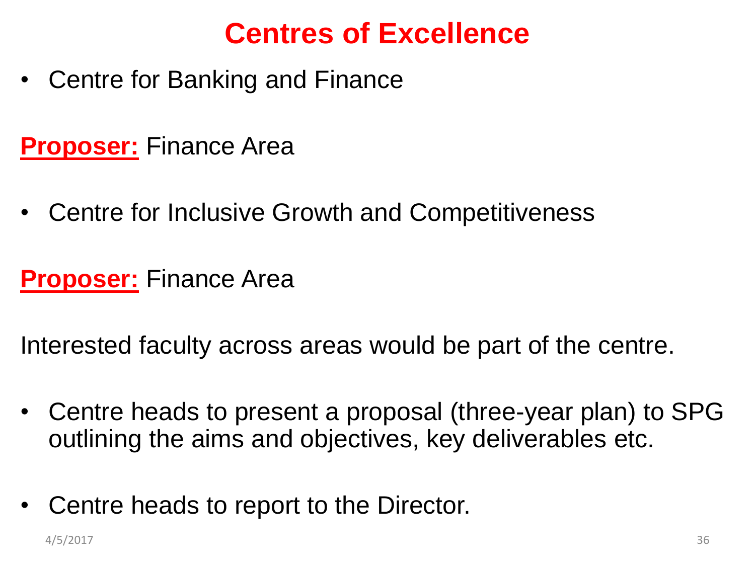# Centres of Excellence

- Centre for Banking and Finance

**Proposer:** Finance Area

- Centre for Inclusive Growth and Competitiveness

**Proposer:** Finance Area

Interested faculty across areas would be part of the centre.

- Centre heads to present a proposal (three-year plan) to SPG outlining the aims and objectives, key deliverables etc.
- Centre heads to report to the Director.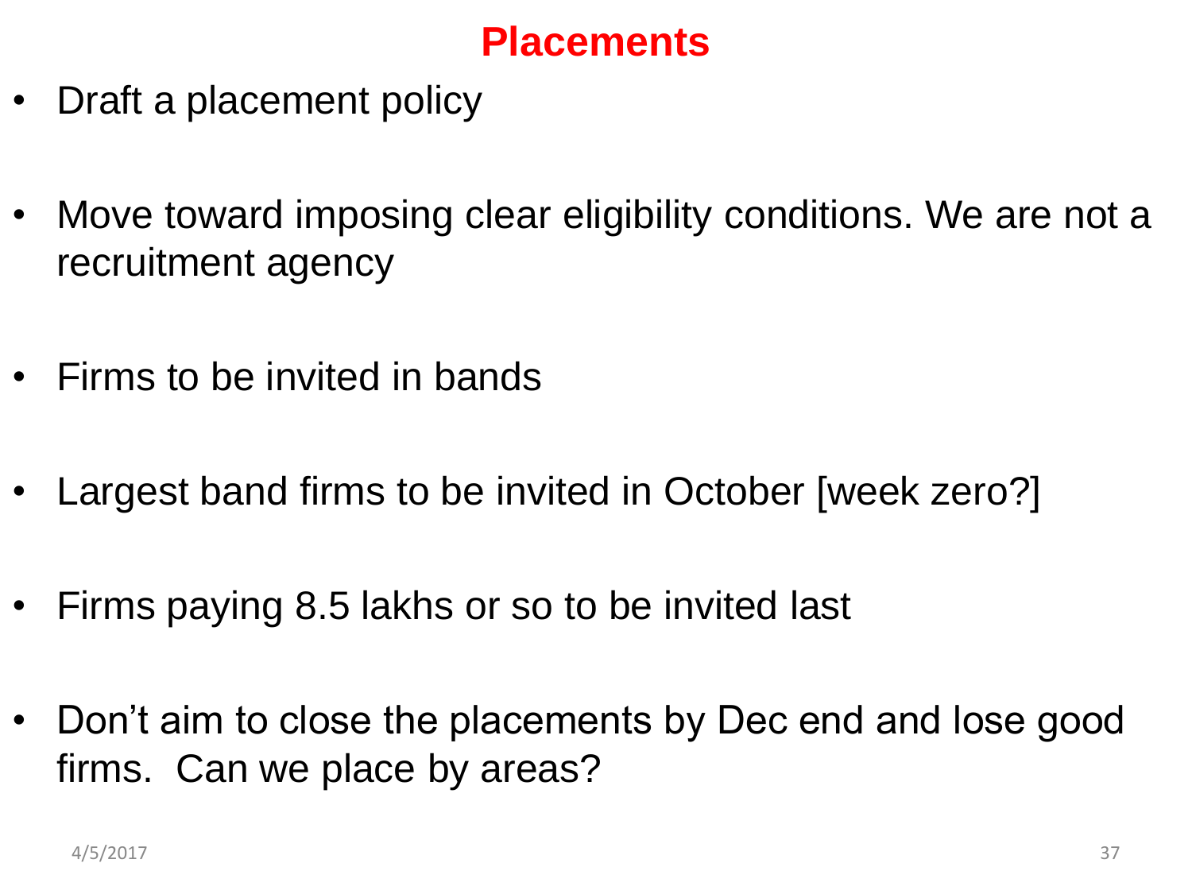# Placements

- Draft a placement policy
- Move toward imposing clear eligibility conditions. We are not a recruitment agency
- Firms to be invited in bands
- Largest band firms to be invited in October [week zero?]
- Firms paying 8.5 lakhs or so to be invited last
- Don't aim to close the placements by Dec end and lose good firms. Can we place by areas?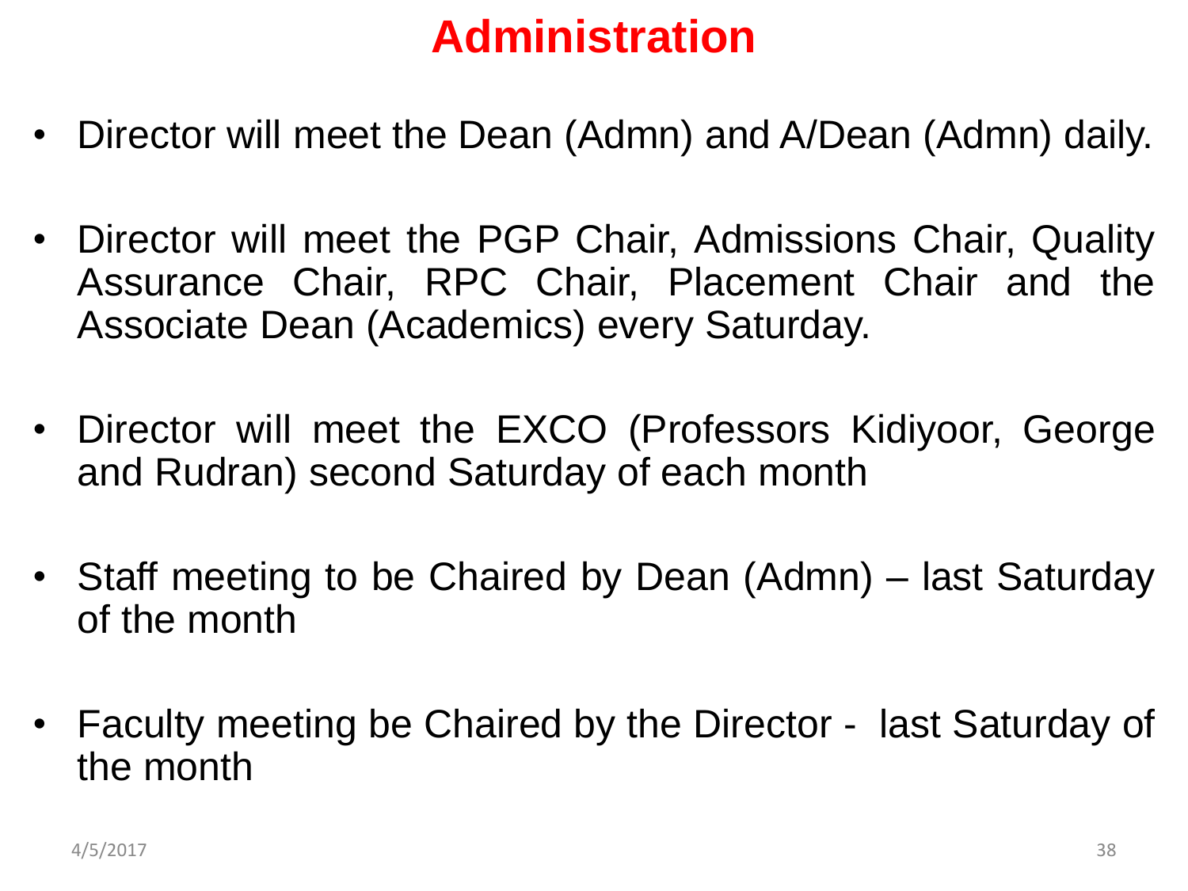# Administration

- Director will meet the Dean (Admn) and A/Dean (Admn) daily.
- Director will meet the PGP Chair, Admissions Chair, Quality Assurance Chair, RPC Chair, Placement Chair and the Associate Dean (Academics) every Saturday.
- Director will meet the EXCO (Professors Kidiyoor, George and Rudran) second Saturday of each month
- Staff meeting to be Chaired by Dean (Admn) – last Saturday of the month
- Faculty meeting be Chaired by the Director - last Saturday of the month

4/5/2017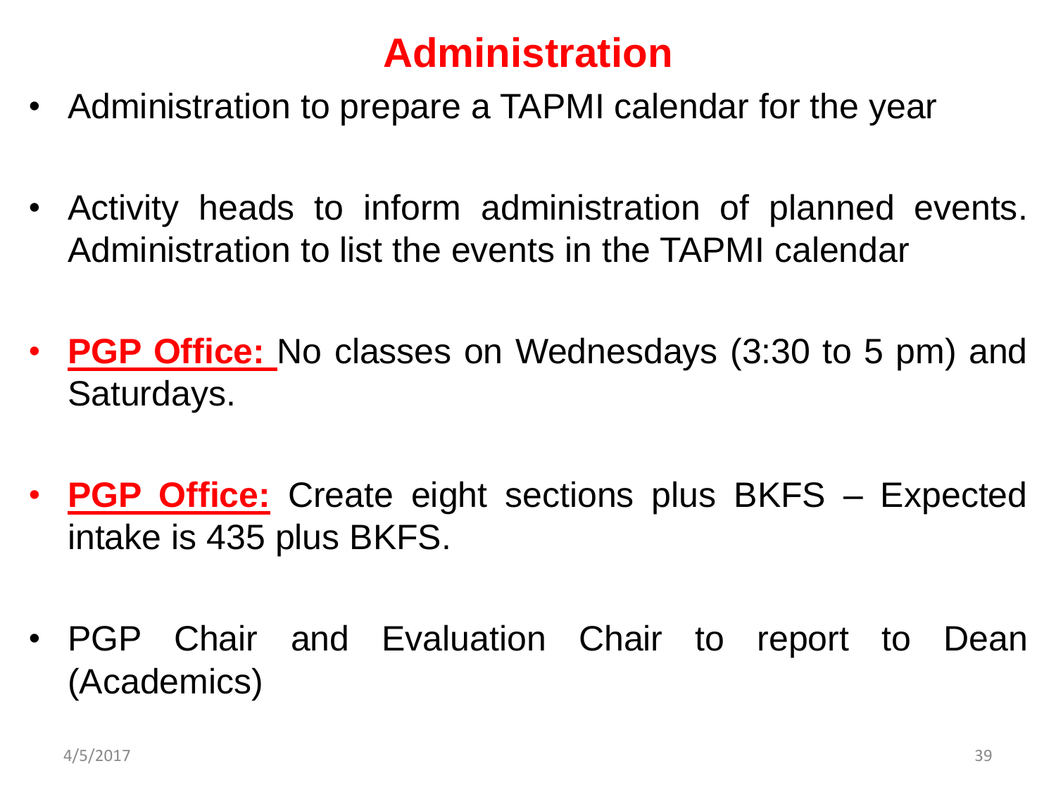# Administration

- Administration to prepare a TAPMI calendar for the year
- Activity heads to inform administration of planned events. Administration to list the events in the TAPMI calendar
- **PGP Office:** No classes on Wednesdays (3:30 to 5 pm) and Saturdays.
- **PGP Office:** Create eight sections plus BKFS – Expected intake is 435 plus BKFS.
- PGP Chair and Evaluation Chair to report to Dean (Academics)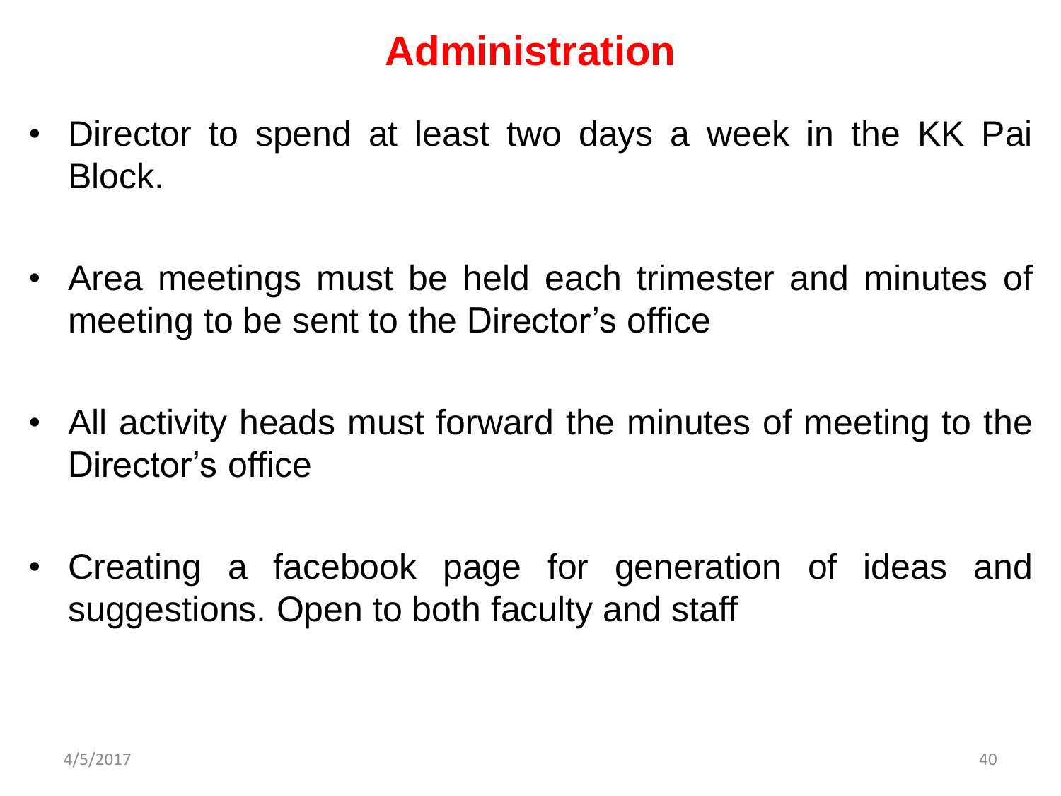# Administration

- Director to spend at least two days a week in the KK Pai Block.

- Area meetings must be held each trimester and minutes of meeting to be sent to the Director's office

- All activity heads must forward the minutes of meeting to the Director's office

- Creating a facebook page for generation of ideas and suggestions. Open to both faculty and staff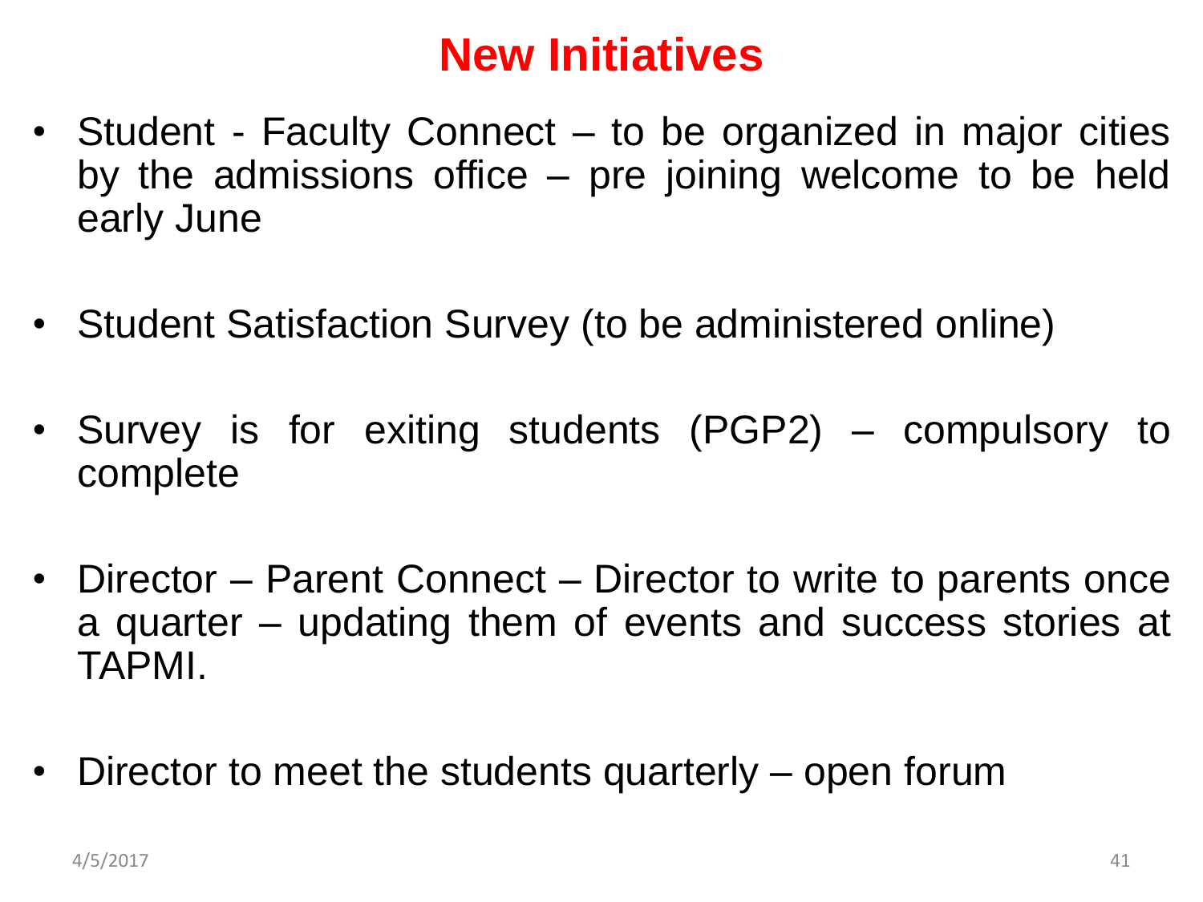# New Initiatives

- Student - Faculty Connect – to be organized in major cities by the admissions office – pre joining welcome to be held early June
- Student Satisfaction Survey (to be administered online)
- Survey is for exiting students (PGP2) – compulsory to complete
- Director – Parent Connect – Director to write to parents once a quarter – updating them of events and success stories at TAPMI.
- Director to meet the students quarterly – open forum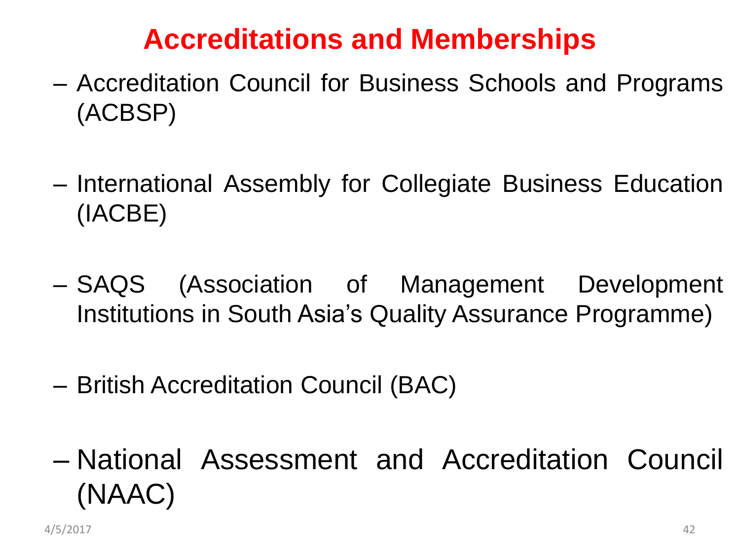# Accreditations and Memberships

- Accreditation Council for Business Schools and Programs (ACBSP)

- International Assembly for Collegiate Business Education (IACBE)

- SAQS (Association of Management Development Institutions in South Asia's Quality Assurance Programme)

- British Accreditation Council (BAC)

- National Assessment and Accreditation Council (NAAC)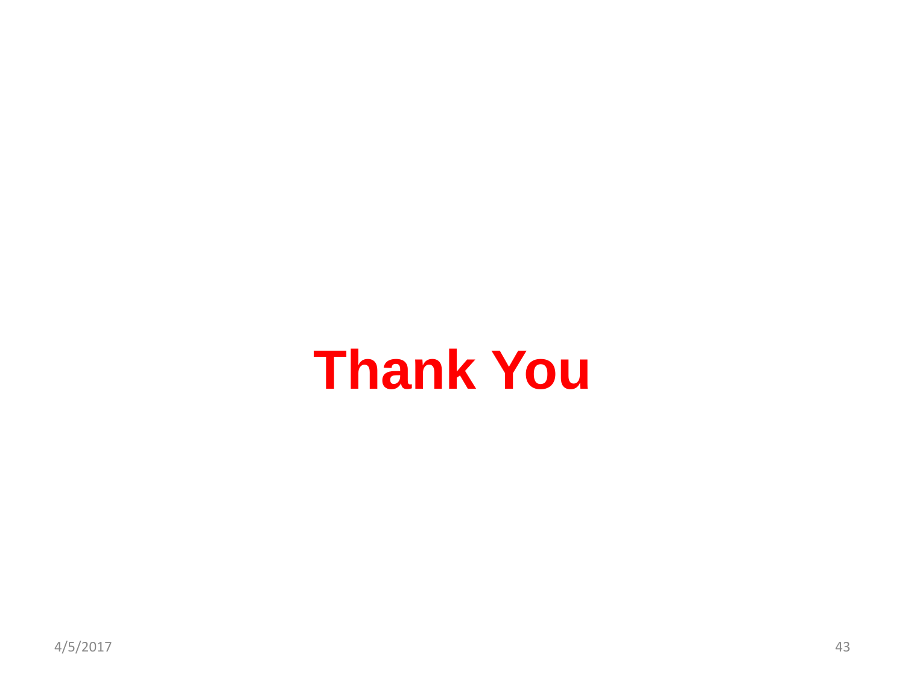# Thank You